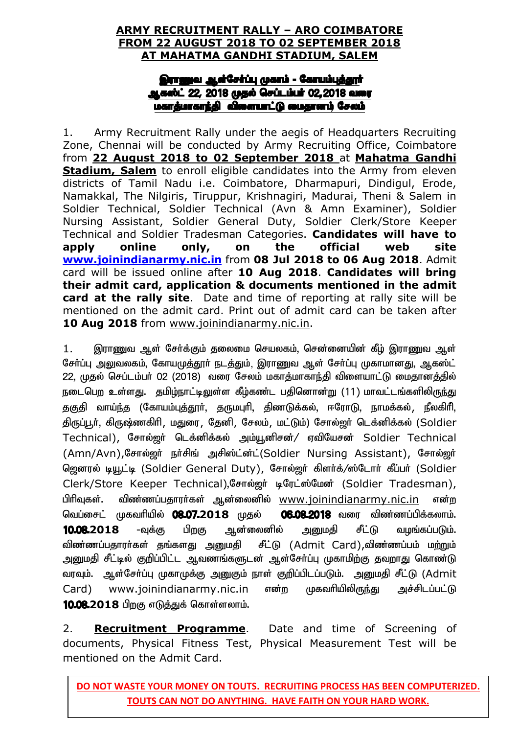# ARMY RECRUITMENT RALLY – ARO COIMBATORE
# FROM 22 AUGUST 2018 TO 02 SEPTEMBER 2018
# AT MAHATMA GANDHI STADIUM, SALEM

## இராணுவ ஆள்சேர்ப்பு முகாம் - கோயம்புத்தூர்
## ஆகஸ்ட் 22, 2018 முதல் செப்டம்பர் 02,2018 வரை
## மகாத்மாகாந்தி விளையாட்டு மைதானம் சேலம்

1. Army Recruitment Rally under the aegis of Headquarters Recruiting Zone, Chennai will be conducted by Army Recruiting Office, Coimbatore from **22 August 2018 to 02 September 2018** at **Mahatma Gandhi Stadium, Salem** to enroll eligible candidates into the Army from eleven districts of Tamil Nadu i.e. Coimbatore, Dharmapuri, Dindigul, Erode, Namakkal, The Nilgiris, Tiruppur, Krishnagiri, Madurai, Theni & Salem in Soldier Technical, Soldier Technical (Avn & Amn Examiner), Soldier Nursing Assistant, Soldier General Duty, Soldier Clerk/Store Keeper Technical and Soldier Tradesman Categories. **Candidates will have to apply online only, on the official web site www.joinindianarmy.nic.in** from **08 Jul 2018 to 06 Aug 2018**. Admit card will be issued online after **10 Aug 2018**. **Candidates will bring their admit card, application & documents mentioned in the admit card at the rally site**. Date and time of reporting at rally site will be mentioned on the admit card. Print out of admit card can be taken after **10 Aug 2018** from www.joinindianarmy.nic.in.

1. இராணுவ ஆள் சேர்க்கும் தலைமை செயலகம், சென்னையின் கீழ் இராணுவ ஆள் சேர்ப்பு அலுவலகம், கோயமுத்தூர் நடத்தும், இராணுவ ஆள் சேர்ப்பு முகாமானது, ஆகஸ்ட் 22, முதல் செப்டம்பர் 02 (2018) வரை சேலம் மகாத்மாகாந்தி விளையாட்டு மைதானத்தில் நடைபெற உள்ளது. தமிழ்நாட்டிலுள்ள கீழ்கண்ட பதினொன்று (11) மாவட்டங்களிலிருந்து தகுதி வாய்ந்த (கோயம்புத்தூர், தருமபுரி, திண்டுக்கல், ஈரோடு, நாமக்கல், நீலகிரி, திருப்பூர், கிருஷ்ணகிரி, மதுரை, தேனி, சேலம், மட்டும்) சோல்ஜர் டெக்னிக்கல் (Soldier Technical), சோல்ஜர் டெக்னிக்கல் அம்யூனிசன்/ ஏவியேசன் Soldier Technical (Amn/Avn),சோல்ஜர் நர்சிங் அசிஸ்டன்ட்(Soldier Nursing Assistant), சோல்ஜர் ஜெனரல் டியூட்டி (Soldier General Duty), சோல்ஜர் கிளர்க்/ஸ்டோர் கீப்பர் (Soldier Clerk/Store Keeper Technical),சோல்ஜர் டிரேட்ஸ்மேன் (Soldier Tradesman), பிரிவுகள். விண்ணப்பதாரர்கள் ஆன்லைனில் www.joinindianarmy.nic.in என்ற வெப்சைட் முகவரியில் **08.07.2018** முதல் **06.08.2018** வரை விண்ணப்பிக்கலாம். **10.08.2018** -வுக்கு பிறகு ஆன்லைனில் அனுமதி சீட்டு வழங்கப்படும். விண்ணப்பதாரர்கள் தங்களது அனுமதி சீட்டு (Admit Card),விண்ணப்பம் மற்றும் அனுமதி சீட்டில் குறிப்பிட்ட ஆவணங்களுடன் ஆள்சேர்ப்பு முகாமிற்கு தவறாது கொண்டு வரவும். ஆள்சேர்ப்பு முகாமுக்கு அனுகும் நாள் குறிப்பிடப்படும். அனுமதி சீட்டு (Admit Card) www.joinindianarmy.nic.in என்ற முகவரியிலிருந்து அச்சிடப்பட்டு **10.08.2018** பிறகு எடுத்துக் கொள்ளலாம்.

2. **Recruitment Programme**. Date and time of Screening of documents, Physical Fitness Test, Physical Measurement Test will be mentioned on the Admit Card.

**DO NOT WASTE YOUR MONEY ON TOUTS. RECRUITING PROCESS HAS BEEN COMPUTERIZED. TOUTS CAN NOT DO ANYTHING. HAVE FAITH ON YOUR HARD WORK.**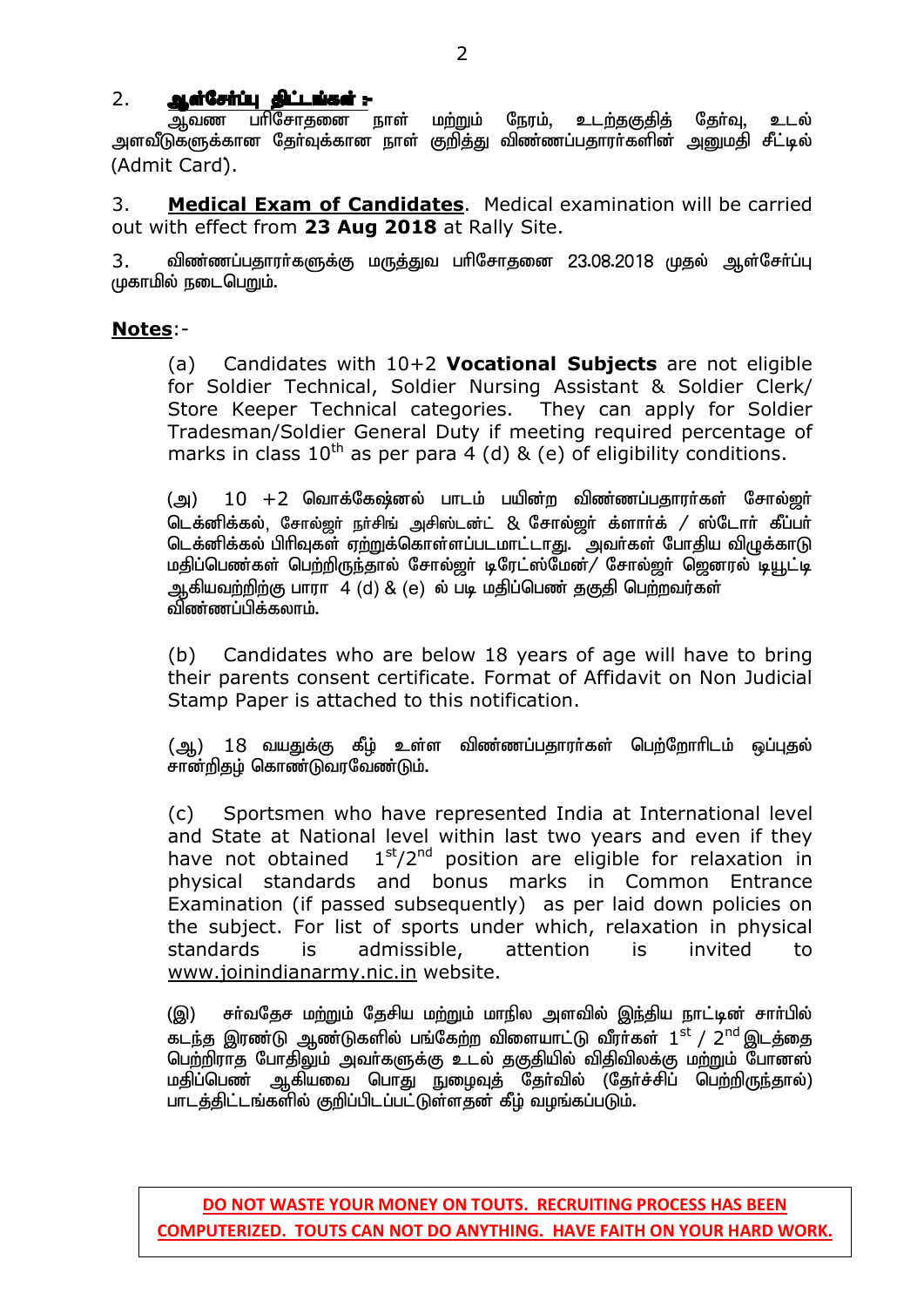2. **ஆள்சேர்ப்பு திட்டங்கள் :-**
ஆவண பரிசோதனை நாள் மற்றும் நேரம், உடற்தகுதித் தேர்வு, உடல் அளவீடுகளுக்கான தேர்வுக்கான நாள் குறித்து விண்ணப்பதாரர்களின் அனுமதி சீட்டில் (Admit Card).

3. **Medical Exam of Candidates**. Medical examination will be carried out with effect from **23 Aug 2018** at Rally Site.

3. விண்ணப்பதாரர்களுக்கு மருத்துவ பரிசோதனை 23.08.2018 முதல் ஆள்சேர்ப்பு முகாமில் நடைபெறும்.

**Notes**:-

(a) Candidates with 10+2 **Vocational Subjects** are not eligible for Soldier Technical, Soldier Nursing Assistant & Soldier Clerk/ Store Keeper Technical categories. They can apply for Soldier Tradesman/Soldier General Duty if meeting required percentage of marks in class 10th as per para 4 (d) & (e) of eligibility conditions.

(அ) 10 +2 வொக்கேஷனல் பாடம் பயின்ற விண்ணப்பதாரர்கள் சோல்ஜர் டெக்னிக்கல், சோல்ஜர் நர்சிங் அசிஸ்டன்ட் & சோல்ஜர் க்ளார்க் / ஸ்டோர் கீப்பர் டெக்னிக்கல் பிரிவுகள் ஏற்றுக்கொள்ளப்படமாட்டாது. அவர்கள் போதிய விழுக்காடு மதிப்பெண்கள் பெற்றிருந்தால் சோல்ஜர் டிரேட்ஸ்மேன்/ சோல்ஜர் ஜெனரல் டியூட்டி ஆகியவற்றிற்கு பாரா 4 (d) & (e) ல் படி மதிப்பெண் தகுதி பெற்றவர்கள் விண்ணப்பிக்கலாம்.

(b) Candidates who are below 18 years of age will have to bring their parents consent certificate. Format of Affidavit on Non Judicial Stamp Paper is attached to this notification.

(ஆ) 18 வயதுக்கு கீழ் உள்ள விண்ணப்பதாரர்கள் பெற்றோரிடம் ஒப்புதல் சான்றிதழ் கொண்டுவரவேண்டும்.

(c) Sportsmen who have represented India at International level and State at National level within last two years and even if they have not obtained 1st/2nd position are eligible for relaxation in physical standards and bonus marks in Common Entrance Examination (if passed subsequently) as per laid down policies on the subject. For list of sports under which, relaxation in physical standards is admissible, attention is invited to www.joinindianarmy.nic.in website.

(இ) சர்வதேச மற்றும் தேசிய மற்றும் மாநில அளவில் இந்திய நாட்டின் சார்பில் கடந்த இரண்டு ஆண்டுகளில் பங்கேற்ற விளையாட்டு வீரர்கள் 1st / 2nd இடத்தை பெற்றிராத போதிலும் அவர்களுக்கு உடல் தகுதியில் விதிவிலக்கு மற்றும் போனஸ் மதிப்பெண் ஆகியவை பொது நுழைவுத் தேர்வில் (தேர்ச்சிப் பெற்றிருந்தால்) பாடத்திட்டங்களில் குறிப்பிடப்பட்டுள்ளதன் கீழ் வழங்கப்படும்.

**DO NOT WASTE YOUR MONEY ON TOUTS. RECRUITING PROCESS HAS BEEN COMPUTERIZED. TOUTS CAN NOT DO ANYTHING. HAVE FAITH ON YOUR HARD WORK.**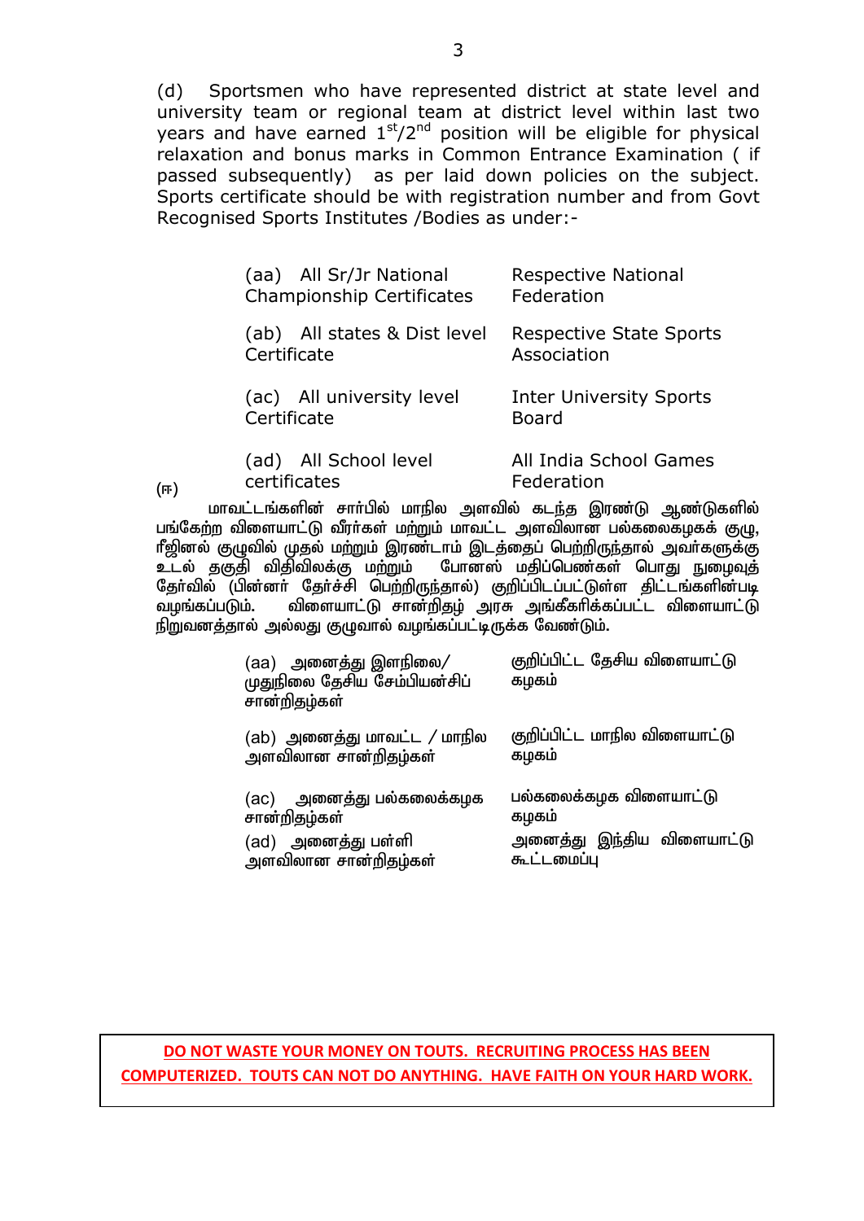(d) Sportsmen who have represented district at state level and university team or regional team at district level within last two years and have earned $1^{st}/2^{nd}$ position will be eligible for physical relaxation and bonus marks in Common Entrance Examination ( if passed subsequently) as per laid down policies on the subject. Sports certificate should be with registration number and from Govt Recognised Sports Institutes /Bodies as under:-

| | |
|---|---|
| (aa) All Sr/Jr National Championship Certificates | Respective National Federation |
| (ab) All states & Dist level Certificate | Respective State Sports Association |
| (ac) All university level Certificate | Inter University Sports Board |
| (ad) All School level certificates | All India School Games Federation |

(ஈ) மாவட்டங்களின் சார்பில் மாநில அளவில் கடந்த இரண்டு ஆண்டுகளில் பங்கேற்ற விளையாட்டு வீரர்கள் மற்றும் மாவட்ட அளவிலான பல்கலைகழகக் குழு, ரீஜினல் குழுவில் முதல் மற்றும் இரண்டாம் இடத்தைப் பெற்றிருந்தால் அவர்களுக்கு உடல் தகுதி விதிவிலக்கு மற்றும் போனஸ் மதிப்பெண்கள் பொது நுழைவுத் தேர்வில் (பின்னர் தேர்ச்சி பெற்றிருந்தால்) குறிப்பிடப்பட்டுள்ள திட்டங்களின்படி வழங்கப்படும். விளையாட்டு சான்றிதழ் அரசு அங்கீகரிக்கப்பட்ட விளையாட்டு நிறுவனத்தால் அல்லது குழுவால் வழங்கப்பட்டிருக்க வேண்டும்.

| | |
|---|---|
| (aa) அனைத்து இளநிலை/ முதுநிலை தேசிய சேம்பியன்சிப் சான்றிதழ்கள் | குறிப்பிட்ட தேசிய விளையாட்டு கழகம் |
| (ab) அனைத்து மாவட்ட / மாநில அளவிலான சான்றிதழ்கள் | குறிப்பிட்ட மாநில விளையாட்டு கழகம் |
| (ac) அனைத்து பல்கலைக்கழக சான்றிதழ்கள் | பல்கலைக்கழக விளையாட்டு கழகம் |
| (ad) அனைத்து பள்ளி அளவிலான சான்றிதழ்கள் | அனைத்து இந்திய விளையாட்டு கூட்டமைப்பு |

**DO NOT WASTE YOUR MONEY ON TOUTS. RECRUITING PROCESS HAS BEEN COMPUTERIZED. TOUTS CAN NOT DO ANYTHING. HAVE FAITH ON YOUR HARD WORK.**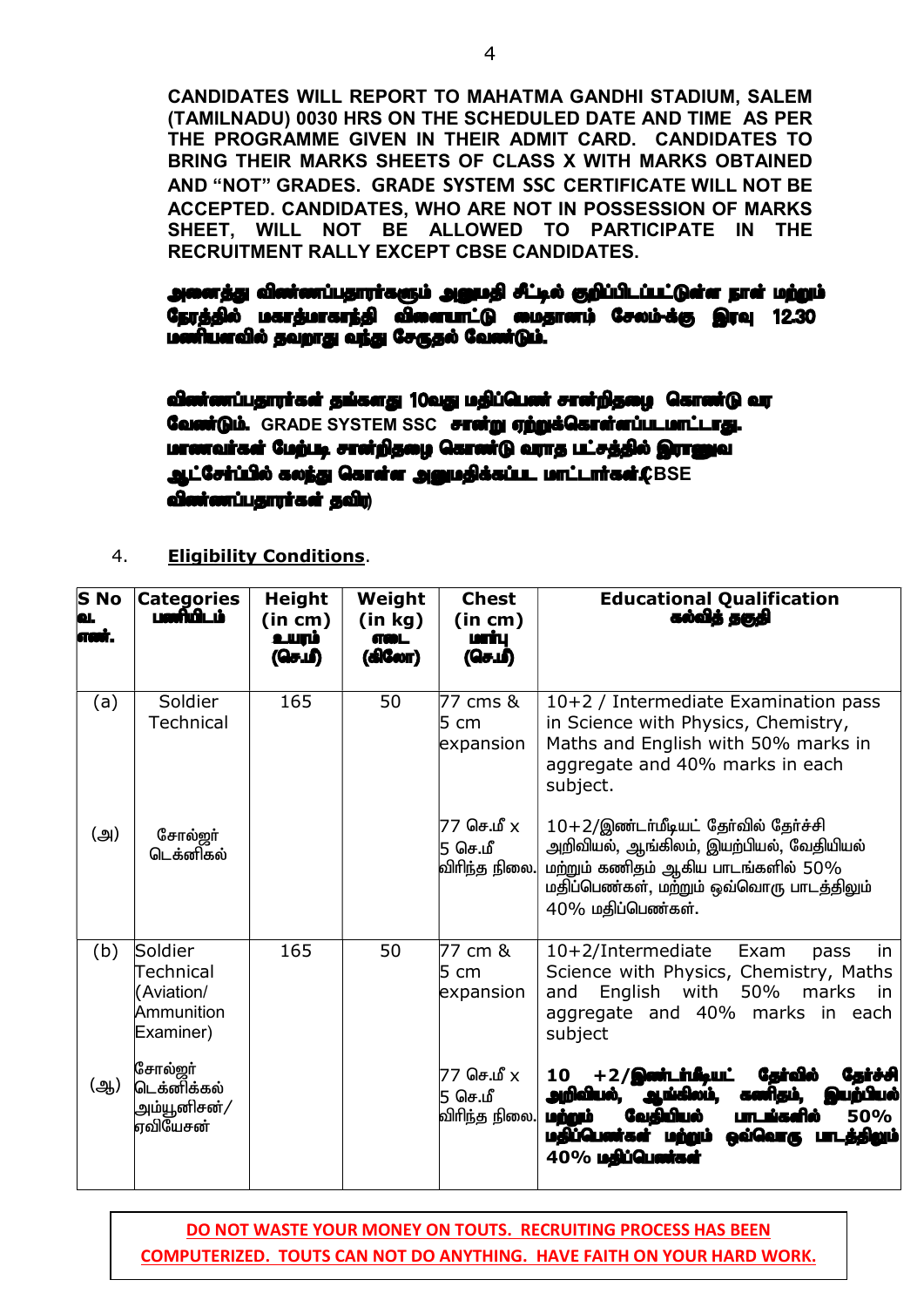**CANDIDATES WILL REPORT TO MAHATMA GANDHI STADIUM, SALEM (TAMILNADU) 0030 HRS ON THE SCHEDULED DATE AND TIME AS PER THE PROGRAMME GIVEN IN THEIR ADMIT CARD. CANDIDATES TO BRING THEIR MARKS SHEETS OF CLASS X WITH MARKS OBTAINED AND "NOT" GRADES. GRADE SYSTEM SSC CERTIFICATE WILL NOT BE ACCEPTED. CANDIDATES, WHO ARE NOT IN POSSESSION OF MARKS SHEET, WILL NOT BE ALLOWED TO PARTICIPATE IN THE RECRUITMENT RALLY EXCEPT CBSE CANDIDATES.**

**அனைத்து விண்ணப்பதாரர்களும் அனுமதி சீட்டில் குறிப்பிடப்பட்டுள்ள நாள் மற்றும் நேரத்தில் மகாத்மாகாந்தி விளையாட்டு மைதானம் சேலம்-க்கு இரவு 12.30 மணியளவில் தவறாது வந்து சேருதல் வேண்டும்.**

**விண்ணப்பதாரர்கள் தங்களது 10வது மதிப்பெண் சான்றிதழை கொண்டு வர வேண்டும். GRADE SYSTEM SSC சான்று ஏற்றுக்கொள்ளப்படமாட்டாது. மாணவர்கள் மேற்படி சான்றிதழை கொண்டு வராத பட்சத்தில் இராணுவ ஆட்சேர்ப்பில் கலந்து கொள்ள அனுமதிக்கப்பட மாட்டார்கள்.(CBSE விண்ணப்பதாரர்கள் தவிர)**

4. **Eligibility Conditions**.

| S No வ. எண். | Categories பணியிடம் | Height (in cm) உயரம் (செ.மீ) | Weight (in kg) எடை (கிலோ) | Chest (in cm) மார்பு (செ.மீ) | Educational Qualification கல்வித் தகுதி |
|---|---|---|---|---|---|
| (a) | Soldier Technical | 165 | 50 | 77 cms & 5 cm expansion | 10+2 / Intermediate Examination pass in Science with Physics, Chemistry, Maths and English with 50% marks in aggregate and 40% marks in each subject. |
| (அ) | சோல்ஜர் டெக்னிகல் | | | 77 செ.மீ x 5 செ.மீ விரிந்த நிலை. | 10+2/இண்டர்மீடியட் தேர்வில் தேர்ச்சி அறிவியல், ஆங்கிலம், இயற்பியல், வேதியியல் மற்றும் கணிதம் ஆகிய பாடங்களில் 50% மதிப்பெண்கள், மற்றும் ஒவ்வொரு பாடத்திலும் 40% மதிப்பெண்கள். |
| (b) | Soldier Technical (Aviation/ Ammunition Examiner) | 165 | 50 | 77 cm & 5 cm expansion | 10+2/Intermediate Exam pass in Science with Physics, Chemistry, Maths and English with 50% marks in aggregate and 40% marks in each subject |
| (ஆ) | சோல்ஜர் டெக்னிக்கல் அம்யூனிசன்/ ஏவியேசன் | | | 77 செ.மீ x 5 செ.மீ விரிந்த நிலை. | 10 +2/இண்டர்மீடியட் தேர்வில் தேர்ச்சி அறிவியல், ஆங்கிலம், கணிதம், இயற்பியல் மற்றும் வேதியியல் பாடங்களில் 50% மதிப்பெண்கள் மற்றும் ஒவ்வொரு பாடத்திலும் 40% மதிப்பெண்கள் |

**DO NOT WASTE YOUR MONEY ON TOUTS. RECRUITING PROCESS HAS BEEN COMPUTERIZED. TOUTS CAN NOT DO ANYTHING. HAVE FAITH ON YOUR HARD WORK.**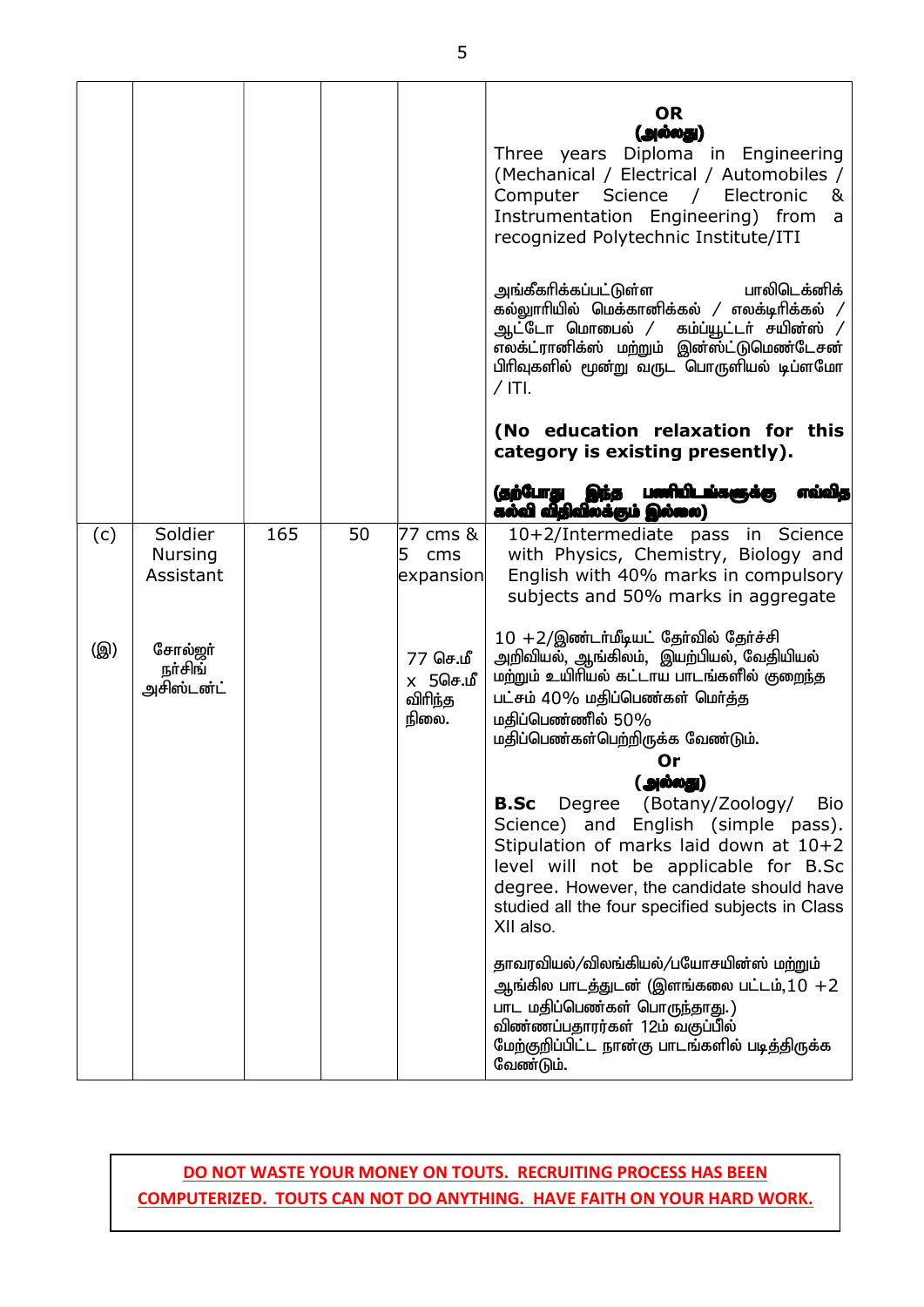| | | | | | |
|---|---|---|---|---|---|
| | | | | | **OR**<br>**(அல்லது)**<br>Three years Diploma in Engineering (Mechanical / Electrical / Automobiles / Computer Science / Electronic & Instrumentation Engineering) from a recognized Polytechnic Institute/ITI<br><br>அங்கீகரிக்கப்பட்டுள்ள பாலிடெக்னிக் கல்லூரியில் மெக்கானிக்கல் / எலக்டிரிக்கல் / ஆட்டோ மொபைல் / கம்ப்யூட்டர் சயின்ஸ் / எலக்ட்ரானிக்ஸ் மற்றும் இன்ஸ்ட்டுமெண்டேசன் பிரிவுகளில் மூன்று வருட பொருளியல் டிப்ளமோ / ITI.<br><br>**(No education relaxation for this category is existing presently).**<br><br>**(தற்போது இந்த பணியிடங்களுக்கு எவ்வித கல்வி விதிவிலக்கும் இல்லை)** |
| (c)<br><br>(இ) | Soldier Nursing Assistant<br><br>சோல்ஜர் நர்சிங் அசிஸ்டன்ட் | 165 | 50 | 77 cms & 5 cms expansion<br><br>77 செ.மீ x 5செ.மீ விரிந்த நிலை. | 10+2/Intermediate pass in Science with Physics, Chemistry, Biology and English with 40% marks in compulsory subjects and 50% marks in aggregate<br><br>10 +2/இண்டர்மீடியட் தேர்வில் தேர்ச்சி அறிவியல், ஆங்கிலம், இயற்பியல், வேதியியல் மற்றும் உயிரியல் கட்டாய பாடங்களில் குறைந்த பட்சம் 40% மதிப்பெண்கள் மொத்த மதிப்பெண்ணில் 50% மதிப்பெண்கள்பெற்றிருக்க வேண்டும்.<br>**Or**<br>**(அல்லது)**<br>**B.Sc** Degree (Botany/Zoology/ Bio Science) and English (simple pass). Stipulation of marks laid down at 10+2 level will not be applicable for B.Sc degree. However, the candidate should have studied all the four specified subjects in Class XII also.<br><br>தாவரவியல்/விலங்கியல்/பயோசயின்ஸ் மற்றும் ஆங்கில பாடத்துடன் (இளங்கலை பட்டம்,10 +2 பாட மதிப்பெண்கள் பொருந்தாது.) விண்ணப்பதாரர்கள் 12ம் வகுப்பில் மேற்குறிப்பிட்ட நான்கு பாடங்களில் படித்திருக்க வேண்டும். |

**DO NOT WASTE YOUR MONEY ON TOUTS. RECRUITING PROCESS HAS BEEN COMPUTERIZED. TOUTS CAN NOT DO ANYTHING. HAVE FAITH ON YOUR HARD WORK.**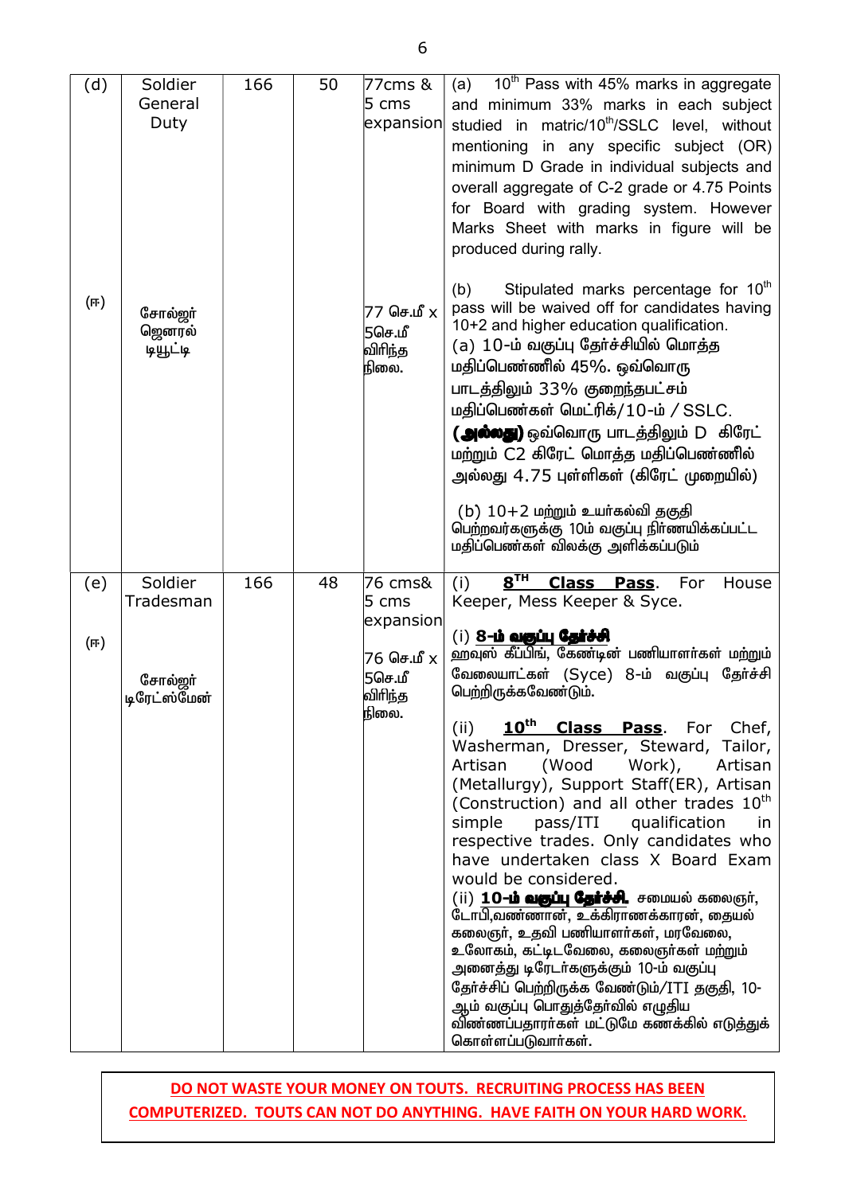| (d)<br><br><br><br><br><br><br>(ஈ) | Soldier General Duty<br><br><br><br><br><br><br>சோல்ஜர் ஜெனரல் டியூட்டி | 166 | 50 | 77cms & 5 cms expansion<br><br><br><br><br><br><br>77 செ.மீ x 5செ.மீ விரிந்த நிலை. | (a) 10[th] Pass with 45% marks in aggregate and minimum 33% marks in each subject studied in matric/10[th]/SSLC level, without mentioning in any specific subject (OR) minimum D Grade in individual subjects and overall aggregate of C-2 grade or 4.75 Points for Board with grading system. However Marks Sheet with marks in figure will be produced during rally.<br><br>(b) Stipulated marks percentage for 10[th] pass will be waived off for candidates having 10+2 and higher education qualification.<br>(a) 10-ம் வகுப்பு தேர்ச்சியில் மொத்த மதிப்பெண்ணில் 45%. ஒவ்வொரு பாடத்திலும் 33% குறைந்தபட்சம் மதிப்பெண்கள் மெட்ரிக்/10-ம் / SSLC. **(அல்லது)** ஒவ்வொரு பாடத்திலும் D கிரேட் மற்றும் C2 கிரேட் மொத்த மதிப்பெண்ணில் அல்லது 4.75 புள்ளிகள் (கிரேட் முறையில்)<br><br>(b) 10+2 மற்றும் உயர்கல்வி தகுதி பெற்றவர்களுக்கு 10ம் வகுப்பு நிர்ணயிக்கப்பட்ட மதிப்பெண்கள் விலக்கு அளிக்கப்படும் |
| (e)<br><br>(ஈ) | Soldier Tradesman<br><br><br>சோல்ஜர் டிரேட்ஸ்மேன் | 166 | 48 | 76 cms& 5 cms expansion<br><br>76 செ.மீ x 5செ.மீ விரிந்த நிலை. | (i) **<u>8[TH] Class Pass</u>**. For House Keeper, Mess Keeper & Syce.<br><br>(i) **<u>8-ம் வகுப்பு தேர்ச்சி</u>**<br>ஹவுஸ் கீப்பிங், கேண்டின் பணியாளர்கள் மற்றும் வேலையாட்கள் (Syce) 8-ம் வகுப்பு தேர்ச்சி பெற்றிருக்கவேண்டும்.<br><br>(ii) **<u>10[th] Class Pass</u>**. For Chef, Washerman, Dresser, Steward, Tailor, Artisan (Wood Work), Artisan (Metallurgy), Support Staff(ER), Artisan (Construction) and all other trades 10[th] simple pass/ITI qualification in respective trades. Only candidates who have undertaken class X Board Exam would be considered.<br>(ii) **<u>10-ம் வகுப்பு தேர்ச்சி</u>**. சமையல் கலைஞர், டோபி,வண்ணான், உக்கிராணக்காரன், தையல் கலைஞர், உதவி பணியாளர்கள், மரவேலை, உலோகம், கட்டிடவேலை, கலைஞர்கள் மற்றும் அனைத்து டிரேடர்களுக்கும் 10-ம் வகுப்பு தேர்ச்சிப் பெற்றிருக்க வேண்டும்/ITI தகுதி, 10-ஆம் வகுப்பு பொதுத்தேர்வில் எழுதிய விண்ணப்பதாரர்கள் மட்டுமே கணக்கில் எடுத்துக் கொள்ளப்படுவார்கள். |

**<u>DO NOT WASTE YOUR MONEY ON TOUTS. RECRUITING PROCESS HAS BEEN COMPUTERIZED. TOUTS CAN NOT DO ANYTHING. HAVE FAITH ON YOUR HARD WORK.</u>**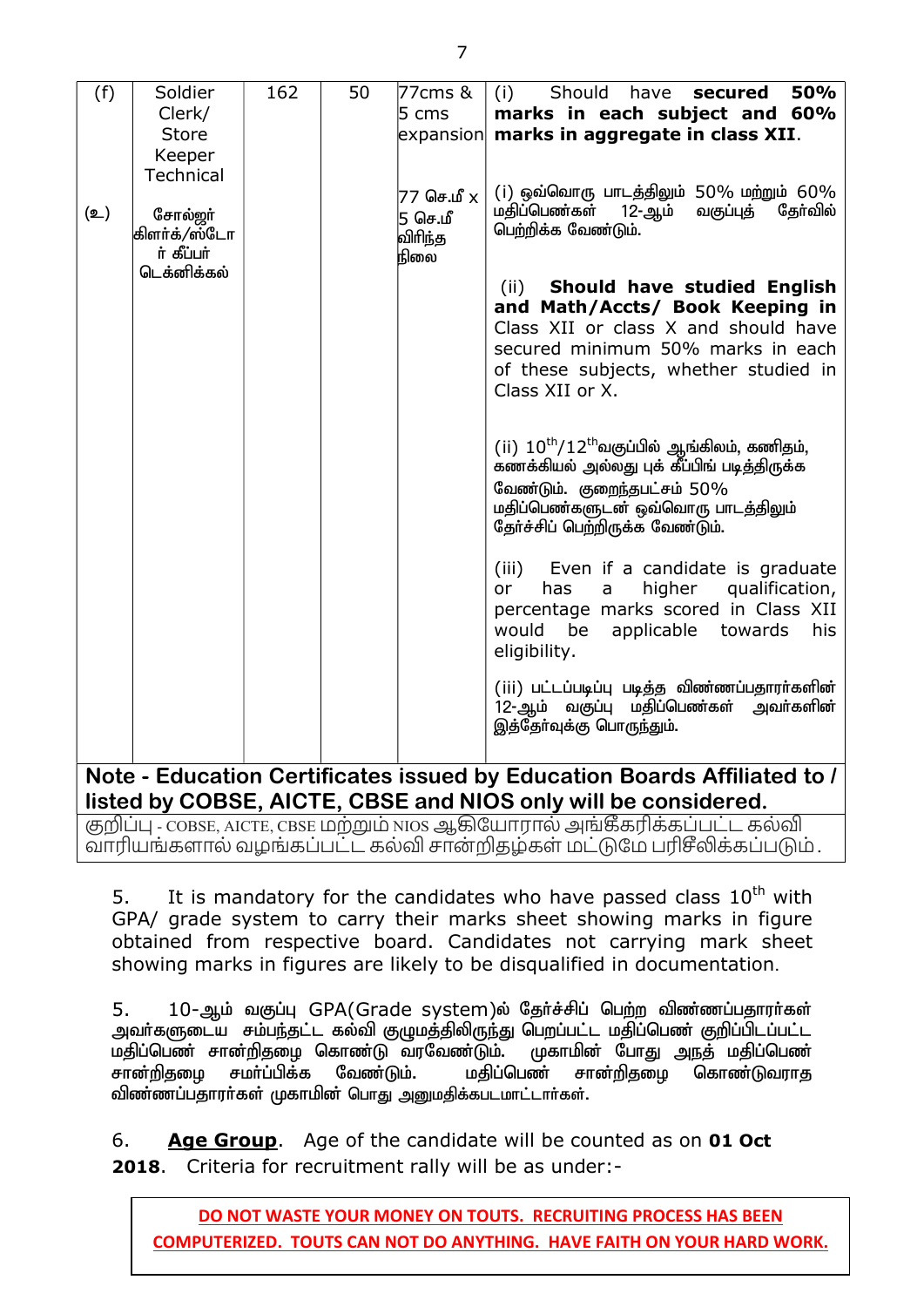| | | | | | |
|---|---|---|---|---|---|
| (f)<br><br>(உ) | Soldier Clerk/ Store Keeper Technical<br><br>சோல்ஜர் கிளர்க்/ஸ்டோர் கீப்பர் டெக்னிக்கல் | 162 | 50 | 77cms & 5 cms expansion<br><br>77 செ.மீ x 5 செ.மீ விரிந்த நிலை | (i) Should have **secured 50% marks in each subject and 60% marks in aggregate in class XII**.<br><br>(i) ஒவ்வொரு பாடத்திலும் 50% மற்றும் 60% மதிப்பெண்கள் 12-ஆம் வகுப்புத் தேர்வில் பெற்றிக்க வேண்டும்.<br><br>(ii) **Should have studied English and Math/Accts/ Book Keeping in** Class XII or class X and should have secured minimum 50% marks in each of these subjects, whether studied in Class XII or X.<br><br>(ii) 10th/12thவகுப்பில் ஆங்கிலம், கணிதம், கணக்கியல் அல்லது புக் கீப்பிங் படித்திருக்க வேண்டும். குறைந்தபட்சம் 50% மதிப்பெண்களுடன் ஒவ்வொரு பாடத்திலும் தேர்ச்சிப் பெற்றிருக்க வேண்டும்.<br><br>(iii) Even if a candidate is graduate or has a higher qualification, percentage marks scored in Class XII would be applicable towards his eligibility.<br><br>(iii) பட்டப்படிப்பு படித்த விண்ணப்பதாரர்களின் 12-ஆம் வகுப்பு மதிப்பெண்கள் அவர்களின் இத்தேர்வுக்கு பொருந்தும். |

**Note - Education Certificates issued by Education Boards Affiliated to / listed by COBSE, AICTE, CBSE and NIOS only will be considered.**

குறிப்பு - COBSE, AICTE, CBSE மற்றும் NIOS ஆகியோரால் அங்கீகரிக்கப்பட்ட கல்வி வாரியங்களால் வழங்கப்பட்ட கல்வி சான்றிதழ்கள் மட்டுமே பரிசீலிக்கப்படும்.

5. It is mandatory for the candidates who have passed class 10th with GPA/ grade system to carry their marks sheet showing marks in figure obtained from respective board. Candidates not carrying mark sheet showing marks in figures are likely to be disqualified in documentation.

5. 10-ஆம் வகுப்பு GPA(Grade system)ல் தேர்ச்சிப் பெற்ற விண்ணப்பதாரர்கள் அவர்களுடைய சம்பந்தட்ட கல்வி குழுமத்திலிருந்து பெறப்பட்ட மதிப்பெண் குறிப்பிடப்பட்ட மதிப்பெண் சான்றிதழை கொண்டு வரவேண்டும். முகாமின் போது அந்த் மதிப்பெண் சான்றிதழை சமர்ப்பிக்க வேண்டும். மதிப்பெண் சான்றிதழை கொண்டுவராத விண்ணப்பதாரர்கள் முகாமின் பொது அனுமதிக்கபடமாட்டார்கள்.

6. **Age Group**. Age of the candidate will be counted as on **01 Oct 2018**. Criteria for recruitment rally will be as under:-

**DO NOT WASTE YOUR MONEY ON TOUTS. RECRUITING PROCESS HAS BEEN COMPUTERIZED. TOUTS CAN NOT DO ANYTHING. HAVE FAITH ON YOUR HARD WORK.**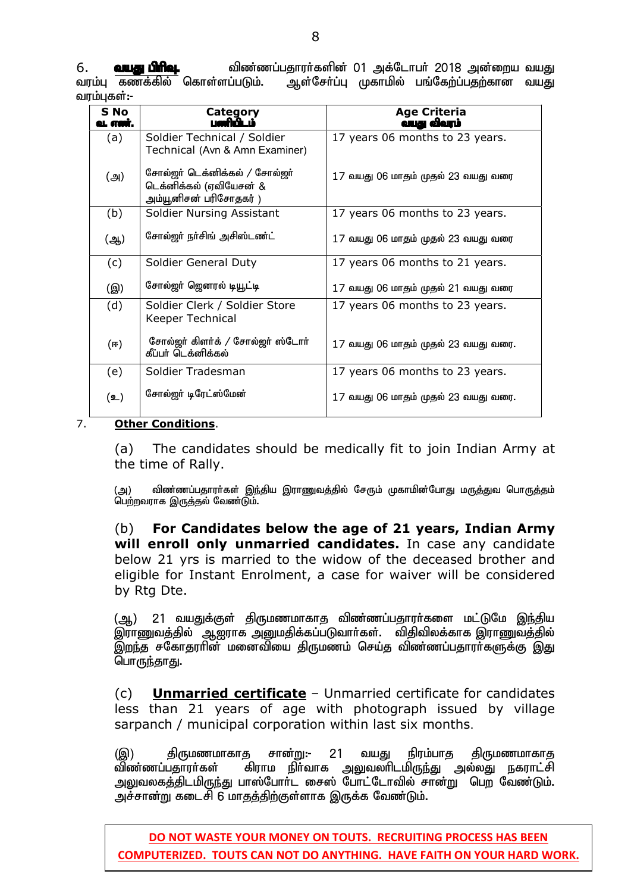6. **வயது பிரிவு.** விண்ணப்பதாரர்களின் 01 அக்டோபர் 2018 அன்றைய வயது வரம்பு கணக்கில் கொள்ளப்படும். ஆள்சேர்ப்பு முகாமில் பங்கேற்பதற்கான வயது வரம்புகள்:-

| S No<br>**வ. எண்.** | Category<br>**பணியிடம்** | Age Criteria<br>**வயது விவரம்** |
|---|---|---|
| (a)<br><br>(அ) | Soldier Technical / Soldier Technical (Avn & Amn Examiner)<br><br>சோல்ஜர் டெக்னிக்கல் / சோல்ஜர் டெக்னிக்கல் (ஏவியேசன் & அம்யூனிசன் பரிசோதகர் ) | 17 years 06 months to 23 years.<br><br>17 வயது 06 மாதம் முதல் 23 வயது வரை |
| (b)<br><br>(ஆ) | Soldier Nursing Assistant<br><br>சோல்ஜர் நர்சிங் அசிஸ்டண்ட் | 17 years 06 months to 23 years.<br><br>17 வயது 06 மாதம் முதல் 23 வயது வரை |
| (c)<br><br>(இ) | Soldier General Duty<br><br>சோல்ஜர் ஜெனரல் டியூட்டி | 17 years 06 months to 21 years.<br><br>17 வயது 06 மாதம் முதல் 21 வயது வரை |
| (d)<br><br>(ஈ) | Soldier Clerk / Soldier Store Keeper Technical<br><br>சோல்ஜர் கிளர்க் / சோல்ஜர் ஸ்டோர் கீப்பர் டெக்னிக்கல் | 17 years 06 months to 23 years.<br><br>17 வயது 06 மாதம் முதல் 23 வயது வரை. |
| (e)<br><br>(உ) | Soldier Tradesman<br><br>சோல்ஜர் டிரேட்ஸ்மேன் | 17 years 06 months to 23 years.<br><br>17 வயது 06 மாதம் முதல் 23 வயது வரை. |

7. **Other Conditions**.

(a) The candidates should be medically fit to join Indian Army at the time of Rally.

(அ) விண்ணப்பதாரர்கள் இந்திய இராணுவத்தில் சேரும் முகாமின்போது மருத்துவ பொருத்தம் பெற்றவராக இருத்தல் வேண்டும்.

(b) **For Candidates below the age of 21 years, Indian Army will enroll only unmarried candidates.** In case any candidate below 21 yrs is married to the widow of the deceased brother and eligible for Instant Enrolment, a case for waiver will be considered by Rtg Dte.

(ஆ) 21 வயதுக்குள் திருமணமாகாத விண்ணப்பதாரர்களை மட்டுமே இந்திய இராணுவத்தில் ஆஜராக அனுமதிக்கப்படுவார்கள். விதிவிலக்காக இராணுவத்தில் இறந்த சகோதரரின் மனைவியை திருமணம் செய்த விண்ணப்பதாரர்களுக்கு இது பொருந்தாது.

(c) **Unmarried certificate** – Unmarried certificate for candidates less than 21 years of age with photograph issued by village sarpanch / municipal corporation within last six months.

(இ) திருமணமாகாத சான்று:- 21 வயது நிரம்பாத திருமணமாகாத விண்ணப்பதாரர்கள் கிராம நிர்வாக அலுவலரிடமிருந்து அல்லது நகராட்சி அலுவலகத்திடமிருந்து பாஸ்போர்ட் சைஸ் போட்டோவில் சான்று பெற வேண்டும். அச்சான்று கடைசி 6 மாதத்திற்குள்ளாக இருக்க வேண்டும்.

**DO NOT WASTE YOUR MONEY ON TOUTS. RECRUITING PROCESS HAS BEEN COMPUTERIZED. TOUTS CAN NOT DO ANYTHING. HAVE FAITH ON YOUR HARD WORK.**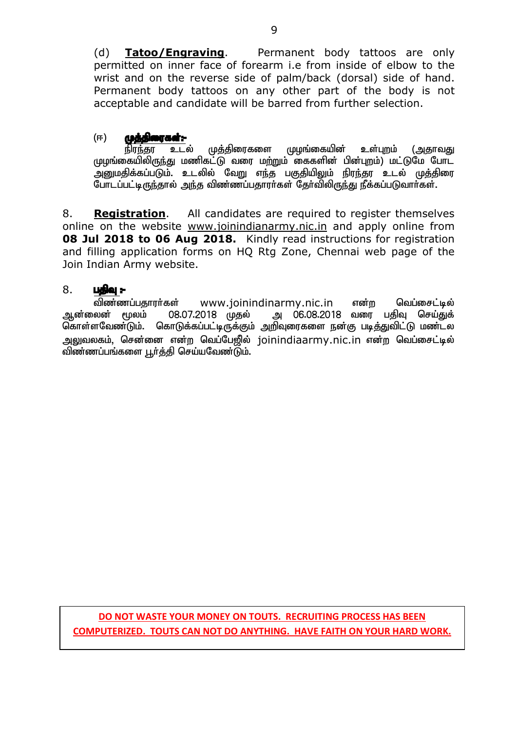(d) **<u>Tatoo/Engraving</u>**. Permanent body tattoos are only permitted on inner face of forearm i.e from inside of elbow to the wrist and on the reverse side of palm/back (dorsal) side of hand. Permanent body tattoos on any other part of the body is not acceptable and candidate will be barred from further selection.

(ஈ) **<u>முத்திரைகள்:-</u>**
நிரந்தர உடல் முத்திரைகளை முழங்கையின் உள்புறம் (அதாவது முழங்கையிலிருந்து மணிகட்டு வரை மற்றும் கைகளின் பின்புறம்) மட்டுமே போட அனுமதிக்கப்படும். உடலில் வேறு எந்த பகுதியிலும் நிரந்தர உடல் முத்திரை போடப்பட்டிருந்தால் அந்த விண்ணப்பதாரர்கள் தேர்விலிருந்து நீக்கப்படுவார்கள்.

8. **<u>Registration</u>**. All candidates are required to register themselves online on the website <u>www.joinindianarmy.nic.in</u> and apply online from **08 Jul 2018 to 06 Aug 2018.** Kindly read instructions for registration and filling application forms on HQ Rtg Zone, Chennai web page of the Join Indian Army website.

8. **<u>பதிவு :-</u>**
விண்ணப்பதாரர்கள் www.joinindinarmy.nic.in என்ற வெப்சைட்டில் ஆன்லைன் மூலம் 08.07.2018 முதல் அ 06.08.2018 வரை பதிவு செய்துக் கொள்ளவேண்டும். கொடுக்கப்பட்டிருக்கும் அறிவுரைகளை நன்கு படித்துவிட்டு மண்டல அலுவலகம், சென்னை என்ற வெப்பேஜில் joinindiaarmy.nic.in என்ற வெப்சைட்டில் விண்ணப்பங்களை பூர்த்தி செய்யவேண்டும்.

**<u>DO NOT WASTE YOUR MONEY ON TOUTS. RECRUITING PROCESS HAS BEEN COMPUTERIZED. TOUTS CAN NOT DO ANYTHING. HAVE FAITH ON YOUR HARD WORK.</u>**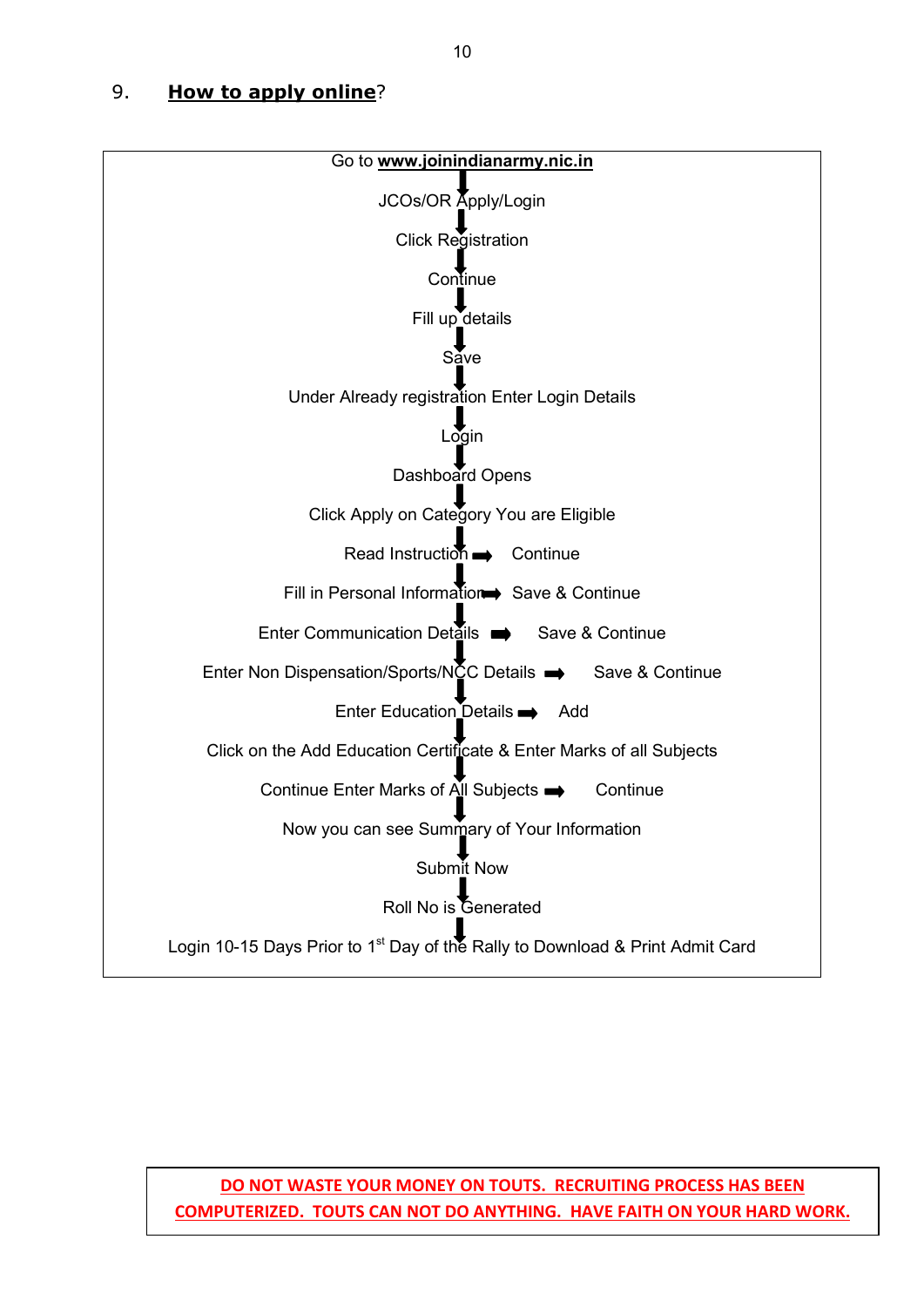9. **How to apply online**?

Go to **www.joinindianarmy.nic.in**

↓

JCOs/OR Apply/Login

↓

Click Registration

↓

Continue

↓

Fill up details

↓

Save

↓

Under Already registration Enter Login Details

↓

Login

↓

Dashboard Opens

↓

Click Apply on Category You are Eligible

↓

Read Instruction ➡ Continue

↓

Fill in Personal Information ➡ Save & Continue

↓

Enter Communication Details ➡ Save & Continue

↓

Enter Non Dispensation/Sports/NCC Details ➡ Save & Continue

↓

Enter Education Details ➡ Add

↓

Click on the Add Education Certificate & Enter Marks of all Subjects

↓

Continue Enter Marks of All Subjects ➡ Continue

↓

Now you can see Summary of Your Information

↓

Submit Now

↓

Roll No is Generated

↓

Login 10-15 Days Prior to 1st Day of the Rally to Download & Print Admit Card

**DO NOT WASTE YOUR MONEY ON TOUTS. RECRUITING PROCESS HAS BEEN COMPUTERIZED. TOUTS CAN NOT DO ANYTHING. HAVE FAITH ON YOUR HARD WORK.**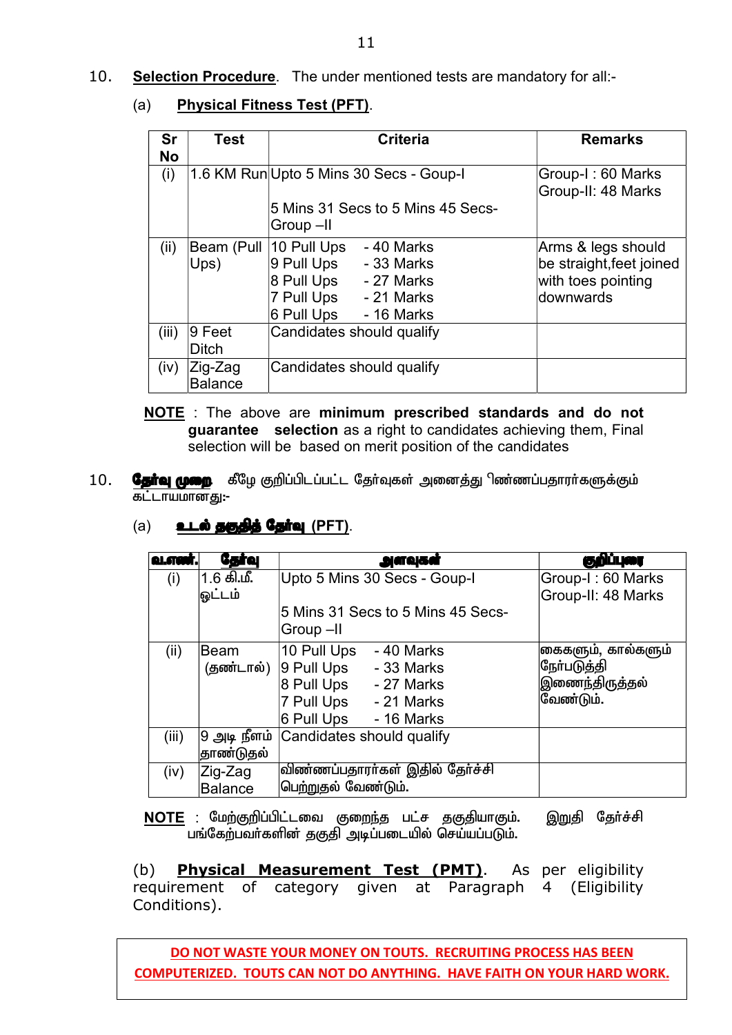10. **Selection Procedure**. The under mentioned tests are mandatory for all:-

(a) **Physical Fitness Test (PFT)**.

| Sr No | Test | Criteria | Remarks |
|---|---|---|---|
| (i) | 1.6 KM Run | Upto 5 Mins 30 Secs - Goup-I<br><br>5 Mins 31 Secs to 5 Mins 45 Secs-Group –II | Group-I : 60 Marks<br>Group-II: 48 Marks |
| (ii) | Beam (Pull Ups) | 10 Pull Ups - 40 Marks<br>9 Pull Ups - 33 Marks<br>8 Pull Ups - 27 Marks<br>7 Pull Ups - 21 Marks<br>6 Pull Ups - 16 Marks | Arms & legs should be straight,feet joined with toes pointing downwards |
| (iii) | 9 Feet Ditch | Candidates should qualify | |
| (iv) | Zig-Zag Balance | Candidates should qualify | |

**NOTE** : The above are **minimum prescribed standards and do not guarantee selection** as a right to candidates achieving them, Final selection will be based on merit position of the candidates

10. **தேர்வு முறை** கீழே குறிப்பிடப்பட்ட தேர்வுகள் அனைத்து விண்ணப்பதாரர்களுக்கும் கட்டாயமானது:-

(a) **உடல் தகுதித் தேர்வு (PFT)**.

| வ.எண். | தேர்வு | அளவுகள் | குறிப்புரை |
|---|---|---|---|
| (i) | 1.6 கி.மீ. ஓட்டம் | Upto 5 Mins 30 Secs - Goup-I<br><br>5 Mins 31 Secs to 5 Mins 45 Secs-Group –II | Group-I : 60 Marks<br>Group-II: 48 Marks |
| (ii) | Beam (தண்டால்) | 10 Pull Ups - 40 Marks<br>9 Pull Ups - 33 Marks<br>8 Pull Ups - 27 Marks<br>7 Pull Ups - 21 Marks<br>6 Pull Ups - 16 Marks | கைகளும், கால்களும் நேர்படுத்தி இணைந்திருத்தல் வேண்டும். |
| (iii) | 9 அடி நீளம் தாண்டுதல் | Candidates should qualify | |
| (iv) | Zig-Zag Balance | விண்ணப்பதாரர்கள் இதில் தேர்ச்சி பெற்றுதல் வேண்டும். | |

**NOTE** : மேற்குறிப்பிட்டவை குறைந்த பட்ச தகுதியாகும். இறுதி தேர்ச்சி பங்கேற்பவர்களின் தகுதி அடிப்படையில் செய்யப்படும்.

(b) **Physical Measurement Test (PMT)**. As per eligibility requirement of category given at Paragraph 4 (Eligibility Conditions).

**DO NOT WASTE YOUR MONEY ON TOUTS. RECRUITING PROCESS HAS BEEN COMPUTERIZED. TOUTS CAN NOT DO ANYTHING. HAVE FAITH ON YOUR HARD WORK.**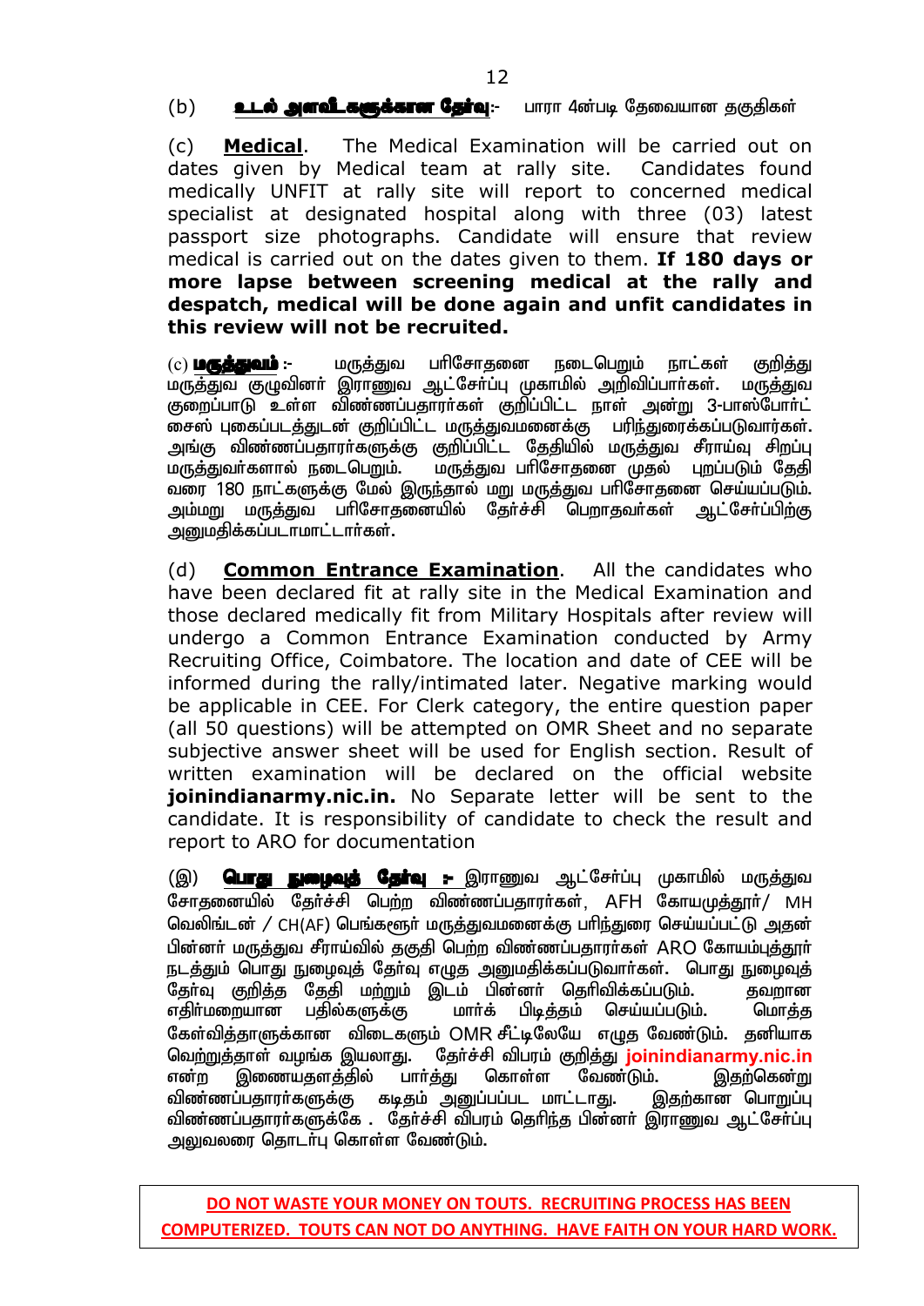(b) **<u>உடல் அளவீடுகளுக்கான தேர்வு</u>**:- பாரா 4ன்படி தேவையான தகுதிகள்

(c) **<u>Medical</u>**. The Medical Examination will be carried out on dates given by Medical team at rally site. Candidates found medically UNFIT at rally site will report to concerned medical specialist at designated hospital along with three (03) latest passport size photographs. Candidate will ensure that review medical is carried out on the dates given to them. **If 180 days or more lapse between screening medical at the rally and despatch, medical will be done again and unfit candidates in this review will not be recruited.**

(c) **<u>மருத்துவம்</u>** :- மருத்துவ பரிசோதனை நடைபெறும் நாட்கள் குறித்து மருத்துவ குழுவினர் இராணுவ ஆட்சேர்ப்பு முகாமில் அறிவிப்பார்கள். மருத்துவ குறைப்பாடு உள்ள விண்ணப்பதாரர்கள் குறிப்பிட்ட நாள் அன்று 3-பாஸ்போர்ட் சைஸ் புகைப்படத்துடன் குறிப்பிட்ட மருத்துவமனைக்கு பரிந்துரைக்கப்படுவார்கள். அங்கு விண்ணப்பதாரர்களுக்கு குறிப்பிட்ட தேதியில் மருத்துவ சீராய்வு சிறப்பு மருத்துவர்களால் நடைபெறும். மருத்துவ பரிசோதனை முதல் புறப்படும் தேதி வரை 180 நாட்களுக்கு மேல் இருந்தால் மறு மருத்துவ பரிசோதனை செய்யப்படும். அம்மறு மருத்துவ பரிசோதனையில் தேர்ச்சி பெறாதவர்கள் ஆட்சேர்ப்பிற்கு அனுமதிக்கப்படாமாட்டார்கள்.

(d) **<u>Common Entrance Examination</u>**. All the candidates who have been declared fit at rally site in the Medical Examination and those declared medically fit from Military Hospitals after review will undergo a Common Entrance Examination conducted by Army Recruiting Office, Coimbatore. The location and date of CEE will be informed during the rally/intimated later. Negative marking would be applicable in CEE. For Clerk category, the entire question paper (all 50 questions) will be attempted on OMR Sheet and no separate subjective answer sheet will be used for English section. Result of written examination will be declared on the official website **joinindianarmy.nic.in.** No Separate letter will be sent to the candidate. It is responsibility of candidate to check the result and report to ARO for documentation

(இ) **<u>பொது நுழைவுத் தேர்வு</u>** :- இராணுவ ஆட்சேர்ப்பு முகாமில் மருத்துவ சோதனையில் தேர்ச்சி பெற்ற விண்ணப்பதாரர்கள், AFH கோயமுத்தூர்/ MH வெலிங்டன் / CH(AF) பெங்களூர் மருத்துவமனைக்கு பரிந்துரை செய்யப்பட்டு அதன் பின்னர் மருத்துவ சீராய்வில் தகுதி பெற்ற விண்ணப்பதாரர்கள் ARO கோயம்புத்தூர் நடத்தும் பொது நுழைவுத் தேர்வு எழுத அனுமதிக்கப்படுவார்கள். பொது நுழைவுத் தேர்வு குறித்த தேதி மற்றும் இடம் பின்னர் தெரிவிக்கப்படும். தவறான எதிர்மறையான பதில்களுக்கு மார்க் பிடித்தம் செய்யப்படும். மொத்த கேள்வித்தாளுக்கான விடைகளும் OMR சீட்டிலேயே எழுத வேண்டும். தனியாக வெற்றுத்தாள் வழங்க இயலாது. தேர்ச்சி விபரம் குறித்து **joinindianarmy.nic.in** என்ற இணையதளத்தில் பார்த்து கொள்ள வேண்டும். இதற்கென்று விண்ணப்பதாரர்களுக்கு கடிதம் அனுப்பப்பட மாட்டாது. இதற்கான பொறுப்பு விண்ணப்பதாரர்களுக்கே . தேர்ச்சி விபரம் தெரிந்த பின்னர் இராணுவ ஆட்சேர்ப்பு அலுவலரை தொடர்பு கொள்ள வேண்டும்.

**<u>DO NOT WASTE YOUR MONEY ON TOUTS. RECRUITING PROCESS HAS BEEN COMPUTERIZED. TOUTS CAN NOT DO ANYTHING. HAVE FAITH ON YOUR HARD WORK.</u>**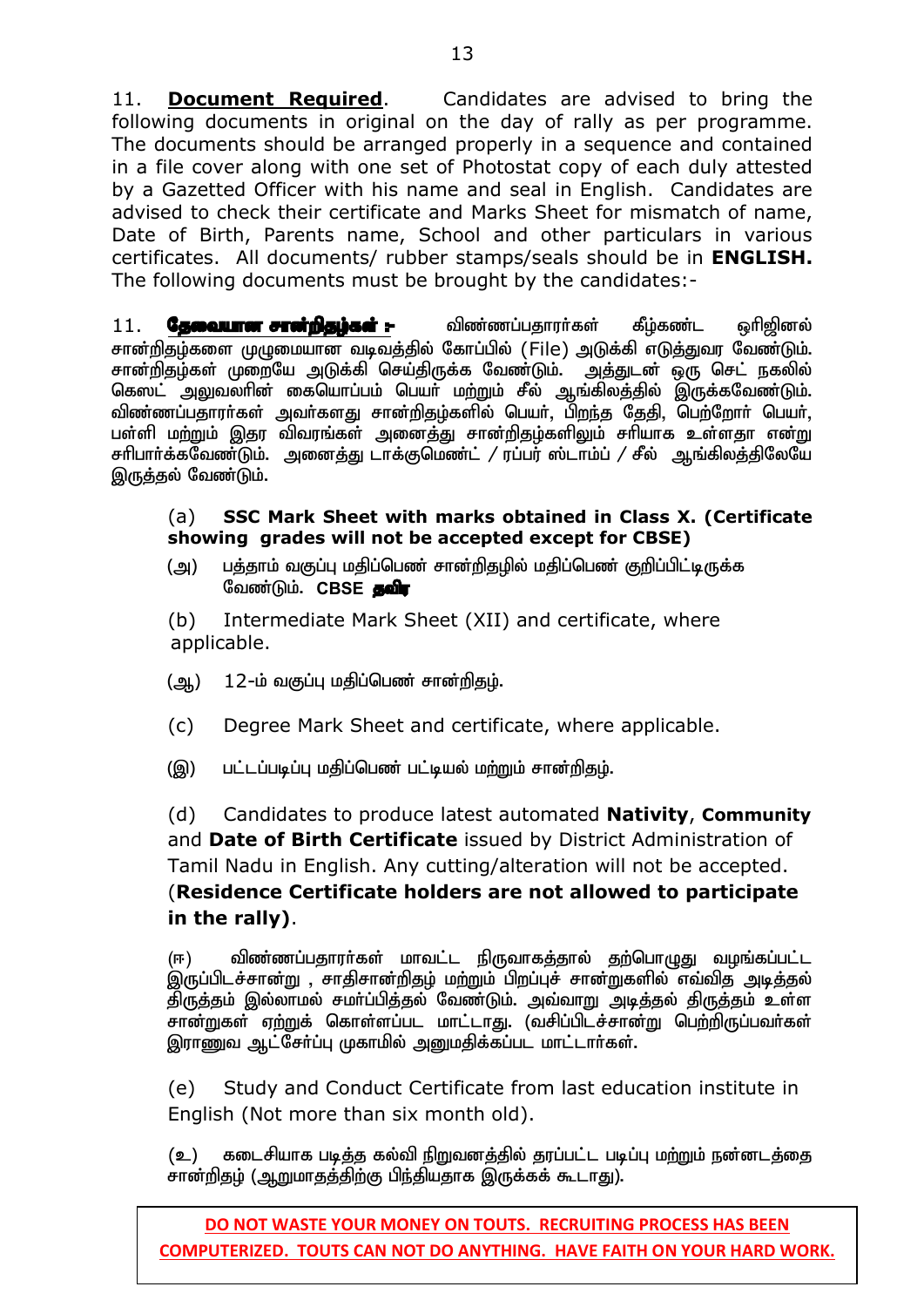11. **<u>Document Required</u>**. Candidates are advised to bring the following documents in original on the day of rally as per programme. The documents should be arranged properly in a sequence and contained in a file cover along with one set of Photostat copy of each duly attested by a Gazetted Officer with his name and seal in English. Candidates are advised to check their certificate and Marks Sheet for mismatch of name, Date of Birth, Parents name, School and other particulars in various certificates. All documents/ rubber stamps/seals should be in **ENGLISH.** The following documents must be brought by the candidates:-

11. **<u>தேவையான சான்றிதழ்கள் :-</u>** விண்ணப்பதாரர்கள் கீழ்கண்ட ஒரிஜினல் சான்றிதழ்களை முழுமையான வடிவத்தில் கோப்பில் (File) அடுக்கி எடுத்துவர வேண்டும். சான்றிதழ்கள் முறையே அடுக்கி செய்திருக்க வேண்டும். அத்துடன் ஒரு செட் நகலில் கெஸட் அலுவலரின் கையொப்பம் பெயர் மற்றும் சீல் ஆங்கிலத்தில் இருக்கவேண்டும். விண்ணப்பதாரர்கள் அவர்களது சான்றிதழ்களில் பெயர், பிறந்த தேதி, பெற்றோர் பெயர், பள்ளி மற்றும் இதர விவரங்கள் அனைத்து சான்றிதழ்களிலும் சரியாக உள்ளதா என்று சரிபார்க்கவேண்டும். அனைத்து டாக்குமெண்ட் / ரப்பர் ஸ்டாம்ப் / சீல் ஆங்கிலத்திலேயே இருத்தல் வேண்டும்.

(a) **SSC Mark Sheet with marks obtained in Class X. (Certificate showing grades will not be accepted except for CBSE)**

(அ) பத்தாம் வகுப்பு மதிப்பெண் சான்றிதழில் மதிப்பெண் குறிப்பிட்டிருக்க வேண்டும். **CBSE தவிர**

(b) Intermediate Mark Sheet (XII) and certificate, where applicable.

(ஆ) 12-ம் வகுப்பு மதிப்பெண் சான்றிதழ்.

(c) Degree Mark Sheet and certificate, where applicable.

(இ) பட்டப்படிப்பு மதிப்பெண் பட்டியல் மற்றும் சான்றிதழ்.

(d) Candidates to produce latest automated **Nativity**, **Community** and **Date of Birth Certificate** issued by District Administration of Tamil Nadu in English. Any cutting/alteration will not be accepted. (**Residence Certificate holders are not allowed to participate in the rally)**.

(ஈ) விண்ணப்பதாரர்கள் மாவட்ட நிருவாகத்தால் தற்பொழுது வழங்கப்பட்ட இருப்பிடச்சான்று , சாதிசான்றிதழ் மற்றும் பிறப்புச் சான்றுகளில் எவ்வித அடித்தல் திருத்தம் இல்லாமல் சமர்ப்பித்தல் வேண்டும். அவ்வாறு அடித்தல் திருத்தம் உள்ள சான்றுகள் ஏற்றுக் கொள்ளப்பட மாட்டாது. (வசிப்பிடச்சான்று பெற்றிருப்பவர்கள் இராணுவ ஆட்சேர்ப்பு முகாமில் அனுமதிக்கப்பட மாட்டார்கள்.

(e) Study and Conduct Certificate from last education institute in English (Not more than six month old).

(உ) கடைசியாக படித்த கல்வி நிறுவனத்தில் தரப்பட்ட படிப்பு மற்றும் நன்னடத்தை சான்றிதழ் (ஆறுமாதத்திற்கு பிந்தியதாக இருக்கக் கூடாது).

**<u>DO NOT WASTE YOUR MONEY ON TOUTS. RECRUITING PROCESS HAS BEEN COMPUTERIZED. TOUTS CAN NOT DO ANYTHING. HAVE FAITH ON YOUR HARD WORK.</u>**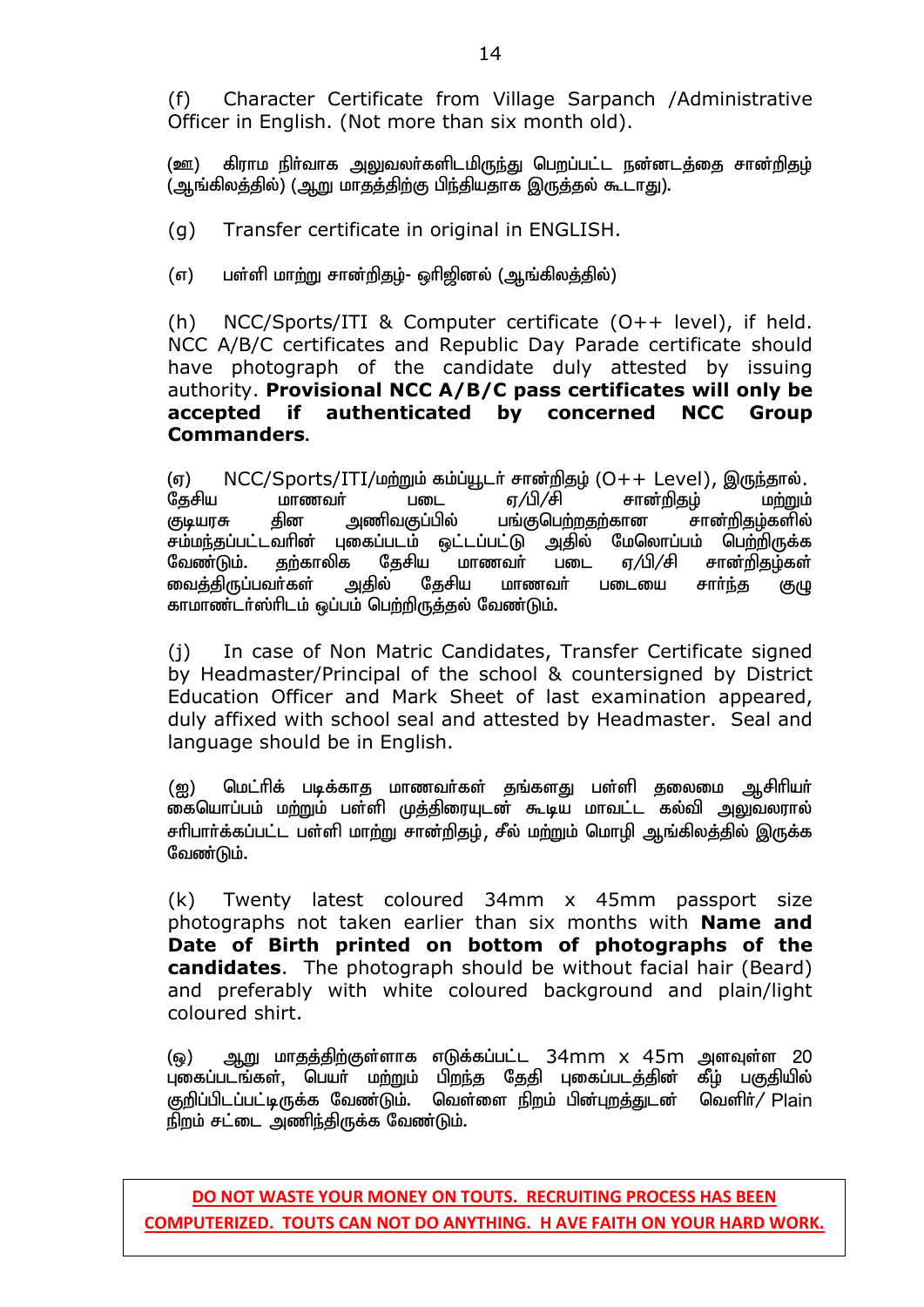(f) Character Certificate from Village Sarpanch /Administrative Officer in English. (Not more than six month old).

(ஊ) கிராம நிர்வாக அலுவலர்களிடமிருந்து பெறப்பட்ட நன்னடத்தை சான்றிதழ் (ஆங்கிலத்தில்) (ஆறு மாதத்திற்கு பிந்தியதாக இருத்தல் கூடாது).

(g) Transfer certificate in original in ENGLISH.

(எ) பள்ளி மாற்று சான்றிதழ்- ஒரிஜினல் (ஆங்கிலத்தில்)

(h) NCC/Sports/ITI & Computer certificate (O++ level), if held. NCC A/B/C certificates and Republic Day Parade certificate should have photograph of the candidate duly attested by issuing authority. **Provisional NCC A/B/C pass certificates will only be accepted if authenticated by concerned NCC Group Commanders**.

(ஏ) NCC/Sports/ITI/மற்றும் கம்ப்யூடர் சான்றிதழ் (O++ Level), இருந்தால். தேசிய மாணவர் படை ஏ/பி/சி சான்றிதழ் மற்றும் குடியரசு தின அணிவகுப்பில் பங்குபெற்றதற்கான சான்றிதழ்களில் சம்மந்தப்பட்டவரின் புகைப்படம் ஒட்டப்பட்டு அதில் மேலொப்பம் பெற்றிருக்க வேண்டும். தற்காலிக தேசிய மாணவர் படை ஏ/பி/சி சான்றிதழ்கள் வைத்திருப்பவர்கள் அதில் தேசிய மாணவர் படையை சார்ந்த குழு காமாண்டர்ஸிடம் ஒப்பம் பெற்றிருத்தல் வேண்டும்.

(j) In case of Non Matric Candidates, Transfer Certificate signed by Headmaster/Principal of the school & countersigned by District Education Officer and Mark Sheet of last examination appeared, duly affixed with school seal and attested by Headmaster. Seal and language should be in English.

(ஐ) மெட்ரிக் படிக்காத மாணவர்கள் தங்களது பள்ளி தலைமை ஆசிரியர் கையொப்பம் மற்றும் பள்ளி முத்திரையுடன் கூடிய மாவட்ட கல்வி அலுவலரால் சரிபார்க்கப்பட்ட பள்ளி மாற்று சான்றிதழ், சீல் மற்றும் மொழி ஆங்கிலத்தில் இருக்க வேண்டும்.

(k) Twenty latest coloured 34mm x 45mm passport size photographs not taken earlier than six months with **Name and Date of Birth printed on bottom of photographs of the candidates**. The photograph should be without facial hair (Beard) and preferably with white coloured background and plain/light coloured shirt.

(ஒ) ஆறு மாதத்திற்குள்ளாக எடுக்கப்பட்ட 34mm x 45m அளவுள்ள 20 புகைப்படங்கள், பெயர் மற்றும் பிறந்த தேதி புகைப்படத்தின் கீழ் பகுதியில் குறிப்பிடப்பட்டிருக்க வேண்டும். வெள்ளை நிறம் பின்புறத்துடன் வெளிர்/ Plain நிறம் சட்டை அணிந்திருக்க வேண்டும்.

**DO NOT WASTE YOUR MONEY ON TOUTS. RECRUITING PROCESS HAS BEEN COMPUTERIZED. TOUTS CAN NOT DO ANYTHING. H AVE FAITH ON YOUR HARD WORK.**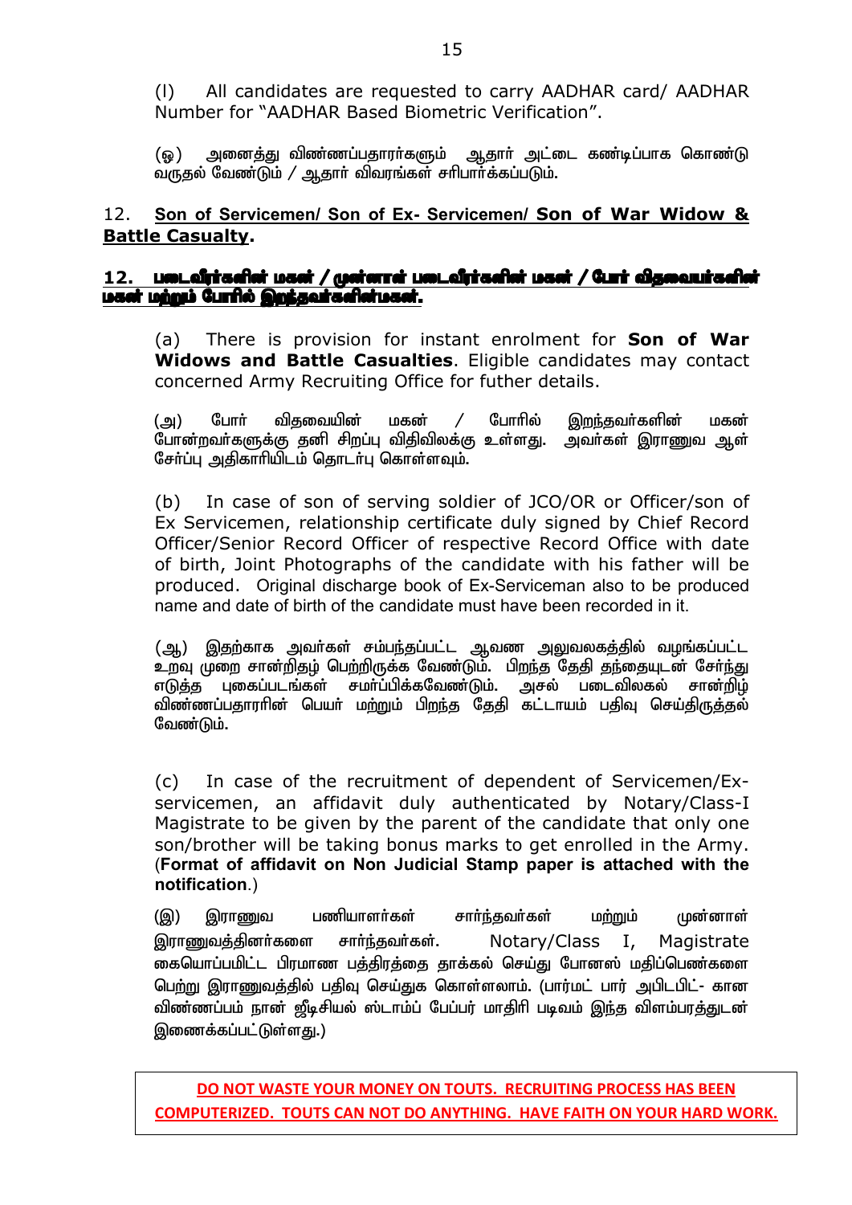(l) All candidates are requested to carry AADHAR card/ AADHAR Number for "AADHAR Based Biometric Verification".

(ஓ) அனைத்து விண்ணப்பதாரர்களும் ஆதார் அட்டை கண்டிப்பாக கொண்டு வருதல் வேண்டும் / ஆதார் விவரங்கள் சரிபார்க்கப்படும்.

## 12. Son of Servicemen/ Son of Ex- Servicemen/ Son of War Widow & Battle Casualty.

## 12. படைவீரர்களின் மகன் / முன்னாள் படைவீரர்களின் மகன் / போர் விதவையர்களின் மகன் மற்றும் போரில் இறந்தவர்களின்மகன்.

(a) There is provision for instant enrolment for **Son of War Widows and Battle Casualties**. Eligible candidates may contact concerned Army Recruiting Office for futher details.

(அ) போர் விதவையின் மகன் / போரில் இறந்தவர்களின் மகன் போன்றவர்களுக்கு தனி சிறப்பு விதிவிலக்கு உள்ளது. அவர்கள் இராணுவ ஆள் சேர்ப்பு அதிகாரியிடம் தொடர்பு கொள்ளவும்.

(b) In case of son of serving soldier of JCO/OR or Officer/son of Ex Servicemen, relationship certificate duly signed by Chief Record Officer/Senior Record Officer of respective Record Office with date of birth, Joint Photographs of the candidate with his father will be produced. Original discharge book of Ex-Serviceman also to be produced name and date of birth of the candidate must have been recorded in it.

(ஆ) இதற்காக அவர்கள் சம்பந்தப்பட்ட ஆவண அலுவலகத்தில் வழங்கப்பட்ட உறவு முறை சான்றிதழ் பெற்றிருக்க வேண்டும். பிறந்த தேதி தந்தையுடன் சேர்ந்து எடுத்த புகைப்படங்கள் சமர்ப்பிக்கவேண்டும். அசல் படைவிலகல் சான்றிழ் விண்ணப்பதாரரின் பெயர் மற்றும் பிறந்த தேதி கட்டாயம் பதிவு செய்திருத்தல் வேண்டும்.

(c) In case of the recruitment of dependent of Servicemen/Ex-servicemen, an affidavit duly authenticated by Notary/Class-I Magistrate to be given by the parent of the candidate that only one son/brother will be taking bonus marks to get enrolled in the Army. (**Format of affidavit on Non Judicial Stamp paper is attached with the notification**.)

(இ) இராணுவ பணியாளர்கள் சார்ந்தவர்கள் மற்றும் முன்னாள் இராணுவத்தினர்களை சார்ந்தவர்கள். Notary/Class I, Magistrate கையொப்பமிட்ட பிரமாண பத்திரத்தை தாக்கல் செய்து போனஸ் மதிப்பெண்களை பெற்று இராணுவத்தில் பதிவு செய்துக கொள்ளலாம். (பார்மட் பார் அபிடபிட்- கான விண்ணப்பம் நான் ஜீடிசியல் ஸ்டாம்ப் பேப்பர் மாதிரி படிவம் இந்த விளம்பரத்துடன் இணைக்கப்பட்டுள்ளது.)

**DO NOT WASTE YOUR MONEY ON TOUTS. RECRUITING PROCESS HAS BEEN COMPUTERIZED. TOUTS CAN NOT DO ANYTHING. HAVE FAITH ON YOUR HARD WORK.**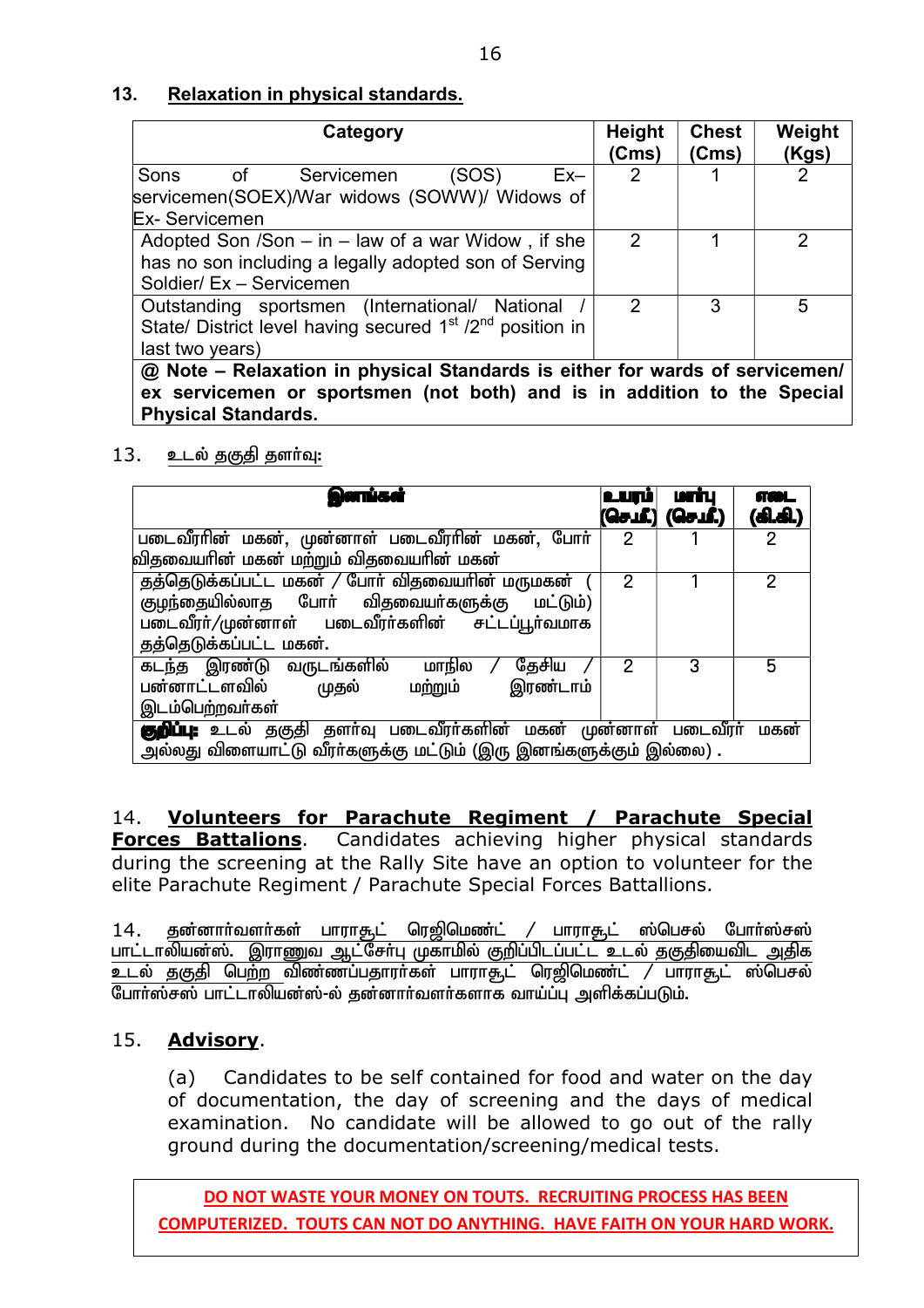## 13. Relaxation in physical standards.

| Category | Height (Cms) | Chest (Cms) | Weight (Kgs) |
|---|---|---|---|
| Sons of Servicemen (SOS) Ex–servicemen(SOEX)/War widows (SOWW)/ Widows of Ex- Servicemen | 2 | 1 | 2 |
| Adopted Son /Son – in – law of a war Widow , if she has no son including a legally adopted son of Serving Soldier/ Ex – Servicemen | 2 | 1 | 2 |
| Outstanding sportsmen (International/ National / State/ District level having secured 1st /2nd position in last two years) | 2 | 3 | 5 |
| **@ Note – Relaxation in physical Standards is either for wards of servicemen/ ex servicemen or sportsmen (not both) and is in addition to the Special Physical Standards.** | | | |

## 13. உடல் தகுதி தளர்வு:

| **இனங்கள்** | **உயரம் (செ.மீ.)** | **மார்பு (செ.மீ.)** | **எடை (கி.கி.)** |
|---|---|---|---|
| படைவீரரின் மகன், முன்னாள் படைவீரரின் மகன், போர் விதவையரின் மகன் மற்றும் விதவையரின் மகன் | 2 | 1 | 2 |
| தத்தெடுக்கப்பட்ட மகன் / போர் விதவையரின் மருமகன் ( குழந்தையில்லாத போர் விதவையர்களுக்கு மட்டும்) படைவீரர்/முன்னாள் படைவீரர்களின் சட்டப்பூர்வமாக தத்தெடுக்கப்பட்ட மகன். | 2 | 1 | 2 |
| கடந்த இரண்டு வருடங்களில் மாநில / தேசிய / பன்னாட்டளவில் முதல் மற்றும் இரண்டாம் இடம்பெற்றவர்கள் | 2 | 3 | 5 |
| **குறிப்பு:** உடல் தகுதி தளர்வு படைவீரர்களின் மகன் முன்னாள் படைவீரர் மகன் அல்லது விளையாட்டு வீரர்களுக்கு மட்டும் (இரு இனங்களுக்கும் இல்லை) . | | | |

14. **Volunteers for Parachute Regiment / Parachute Special Forces Battalions**. Candidates achieving higher physical standards during the screening at the Rally Site have an option to volunteer for the elite Parachute Regiment / Parachute Special Forces Battallions.

14. தன்னார்வளர்கள் பாராசூட் ரெஜிமெண்ட் / பாராசூட் ஸ்பெசல் போர்ஸ்சஸ் பாட்டாலியன்ஸ். இராணுவ ஆட்சேர்பு முகாமில் குறிப்பிடப்பட்ட உடல் தகுதியைவிட அதிக உடல் தகுதி பெற்ற விண்ணப்பதாரர்கள் பாராசூட் ரெஜிமெண்ட் / பாராசூட் ஸ்பெசல் போர்ஸ்சஸ் பாட்டாலியன்ஸ்-ல் தன்னார்வளர்களாக வாய்ப்பு அளிக்கப்படும்.

15. **Advisory**.

(a) Candidates to be self contained for food and water on the day of documentation, the day of screening and the days of medical examination. No candidate will be allowed to go out of the rally ground during the documentation/screening/medical tests.

**DO NOT WASTE YOUR MONEY ON TOUTS. RECRUITING PROCESS HAS BEEN COMPUTERIZED. TOUTS CAN NOT DO ANYTHING. HAVE FAITH ON YOUR HARD WORK.**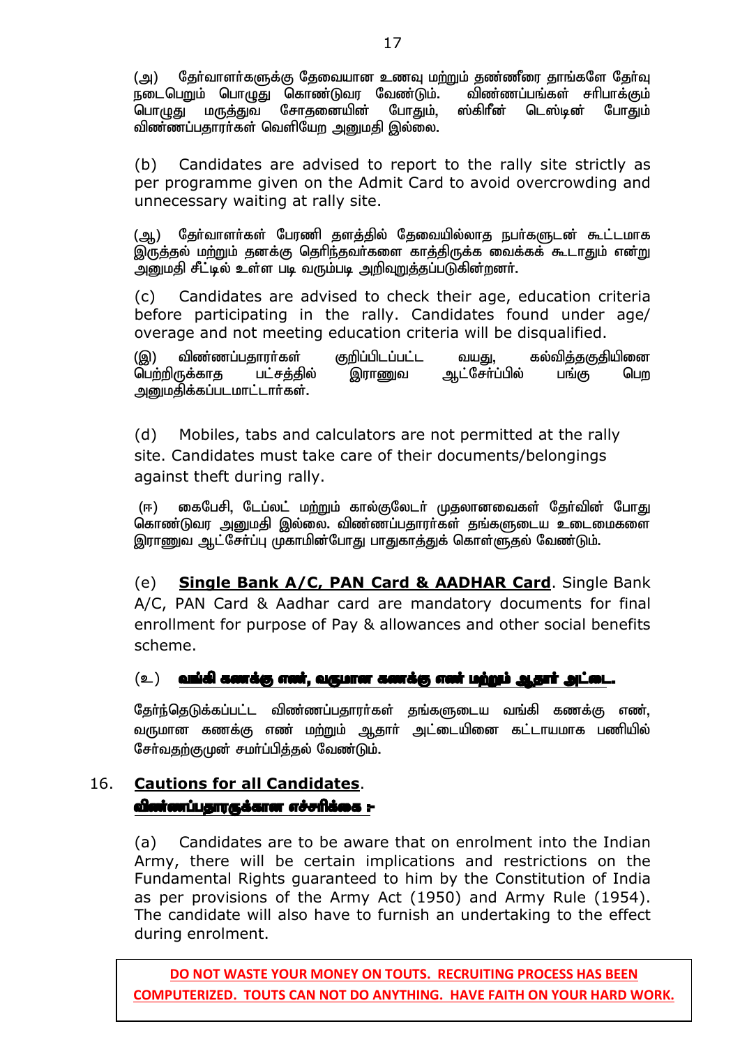(அ) தேர்வாளர்களுக்கு தேவையான உணவு மற்றும் தண்ணீரை தாங்களே தேர்வு நடைபெறும் பொழுது கொண்டுவர வேண்டும். விண்ணப்பங்கள் சரிபாக்கும் பொழுது மருத்துவ சோதனையின் போதும், ஸ்கிரீன் டெஸ்டின் போதும் விண்ணப்பதாரர்கள் வெளியேற அனுமதி இல்லை.

(b) Candidates are advised to report to the rally site strictly as per programme given on the Admit Card to avoid overcrowding and unnecessary waiting at rally site.

(ஆ) தேர்வாளர்கள் பேரணி தளத்தில் தேவையில்லாத நபர்களுடன் கூட்டமாக இருத்தல் மற்றும் தனக்கு தெரிந்தவர்களை காத்திருக்க வைக்கக் கூடாதும் என்று அனுமதி சீட்டில் உள்ள படி வரும்படி அறிவுறுத்தப்படுகின்றனர்.

(c) Candidates are advised to check their age, education criteria before participating in the rally. Candidates found under age/ overage and not meeting education criteria will be disqualified.

(இ) விண்ணப்பதாரர்கள் குறிப்பிடப்பட்ட வயது, கல்வித்தகுதியினை பெற்றிருக்காத பட்சத்தில் இராணுவ ஆட்சேர்ப்பில் பங்கு பெற அனுமதிக்கப்படமாட்டார்கள்.

(d) Mobiles, tabs and calculators are not permitted at the rally site. Candidates must take care of their documents/belongings against theft during rally.

(ஈ) கைபேசி, டேப்லட் மற்றும் கால்குலேடர் முதலானவைகள் தேர்வின் போது கொண்டுவர அனுமதி இல்லை. விண்ணப்பதாரர்கள் தங்களுடைய உடைமைகளை இராணுவ ஆட்சேர்ப்பு முகாமின்போது பாதுகாத்துக் கொள்ளுதல் வேண்டும்.

(e) **<u>Single Bank A/C, PAN Card & AADHAR Card</u>**. Single Bank A/C, PAN Card & Aadhar card are mandatory documents for final enrollment for purpose of Pay & allowances and other social benefits scheme.

(உ) **<u>வங்கி கணக்கு எண், வருமான கணக்கு எண் மற்றும் ஆதார் அட்டை.</u>**

தேர்ந்தெடுக்கப்பட்ட விண்ணப்பதாரர்கள் தங்களுடைய வங்கி கணக்கு எண், வருமான கணக்கு எண் மற்றும் ஆதார் அட்டையினை கட்டாயமாக பணியில் சேர்வதற்குமுன் சமர்ப்பித்தல் வேண்டும்.

16. **<u>Cautions for all Candidates</u>**.
**<u>விண்ணப்பதாரருக்கான எச்சரிக்கை :-</u>**

(a) Candidates are to be aware that on enrolment into the Indian Army, there will be certain implications and restrictions on the Fundamental Rights guaranteed to him by the Constitution of India as per provisions of the Army Act (1950) and Army Rule (1954). The candidate will also have to furnish an undertaking to the effect during enrolment.

**<u>DO NOT WASTE YOUR MONEY ON TOUTS. RECRUITING PROCESS HAS BEEN COMPUTERIZED. TOUTS CAN NOT DO ANYTHING. HAVE FAITH ON YOUR HARD WORK.</u>**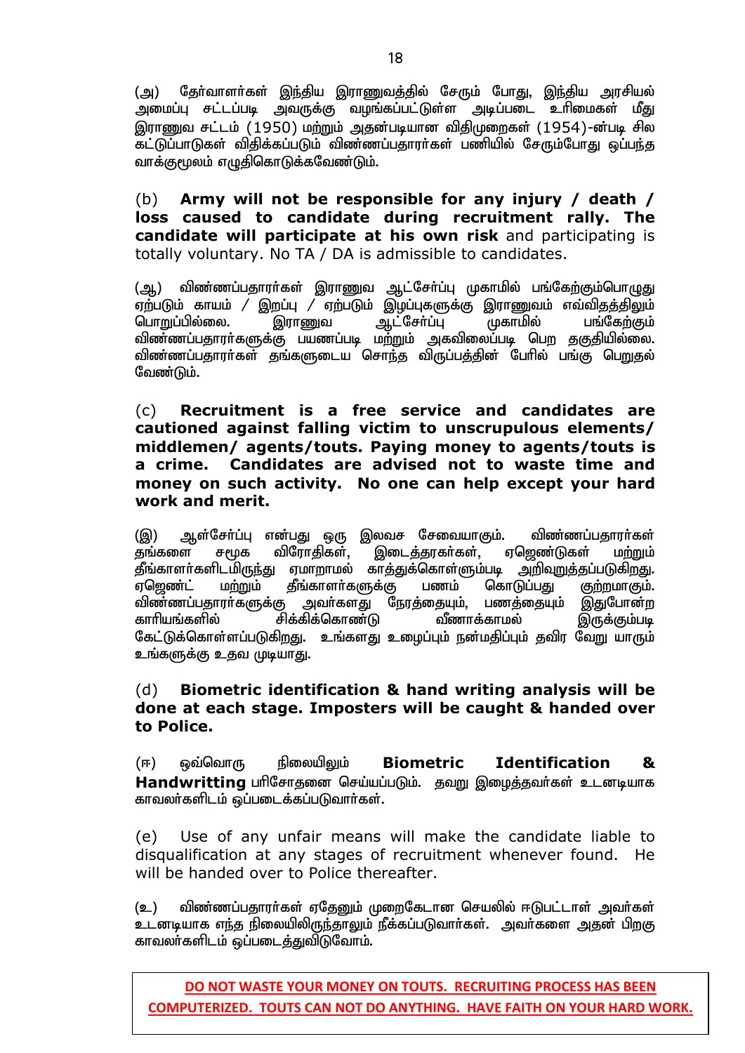(அ) தேர்வாளர்கள் இந்திய இராணுவத்தில் சேரும் போது, இந்திய அரசியல் அமைப்பு சட்டப்படி அவருக்கு வழங்கப்பட்டுள்ள அடிப்படை உரிமைகள் மீது இராணுவ சட்டம் (1950) மற்றும் அதன்படியான விதிமுறைகள் (1954)-ன்படி சில கட்டுப்பாடுகள் விதிக்கப்படும் விண்ணப்பதாரர்கள் பணியில் சேரும்போது ஒப்பந்த வாக்குமூலம் எழுதிகொடுக்கவேண்டும்.

(b) **Army will not be responsible for any injury / death / loss caused to candidate during recruitment rally. The candidate will participate at his own risk** and participating is totally voluntary. No TA / DA is admissible to candidates.

(ஆ) விண்ணப்பதாரர்கள் இராணுவ ஆட்சேர்ப்பு முகாமில் பங்கேற்கும்பொழுது ஏற்படும் காயம் / இறப்பு / ஏற்படும் இழப்புகளுக்கு இராணுவம் எவ்விதத்திலும் பொறுப்பில்லை. இராணுவ ஆட்சேர்ப்பு முகாமில் பங்கேற்கும் விண்ணப்பதாரர்களுக்கு பயணப்படி மற்றும் அகவிலைப்படி பெற தகுதியில்லை. விண்ணப்பதாரர்கள் தங்களுடைய சொந்த விருப்பத்தின் பேரில் பங்கு பெறுதல் வேண்டும்.

(c) **Recruitment is a free service and candidates are cautioned against falling victim to unscrupulous elements/ middlemen/ agents/touts. Paying money to agents/touts is a crime. Candidates are advised not to waste time and money on such activity. No one can help except your hard work and merit.**

(இ) ஆள்சேர்ப்பு என்பது ஒரு இலவச சேவையாகும். விண்ணப்பதாரர்கள் தங்களை சமூக விரோதிகள், இடைத்தரகர்கள், ஏஜெண்டுகள் மற்றும் தீங்காளர்களிடமிருந்து ஏமாறாமல் காத்துக்கொள்ளும்படி அறிவுறுத்தப்படுகிறது. ஏஜெண்ட் மற்றும் தீங்காளர்களுக்கு பணம் கொடுப்பது குற்றமாகும். விண்ணப்பதாரர்களுக்கு அவர்களது நேரத்தையும், பணத்தையும் இதுபோன்ற காரியங்களில் சிக்கிக்கொண்டு வீணாக்காமல் இருக்கும்படி கேட்டுக்கொள்ளப்படுகிறது. உங்களது உழைப்பும் நன்மதிப்பும் தவிர வேறு யாரும் உங்களுக்கு உதவ முடியாது.

(d) **Biometric identification & hand writing analysis will be done at each stage. Imposters will be caught & handed over to Police.**

(ஈ) ஒவ்வொரு நிலையிலும் **Biometric Identification & Handwritting** பரிசோதனை செய்யப்படும். தவறு இழைத்தவர்கள் உடனடியாக காவலர்களிடம் ஒப்படைக்கப்படுவார்கள்.

(e) Use of any unfair means will make the candidate liable to disqualification at any stages of recruitment whenever found. He will be handed over to Police thereafter.

(உ) விண்ணப்பதாரர்கள் ஏதேனும் முறைகேடான செயலில் ஈடுபட்டாள் அவர்கள் உடனடியாக எந்த நிலையிலிருந்தாலும் நீக்கப்படுவார்கள். அவர்களை அதன் பிறகு காவலர்களிடம் ஒப்படைத்துவிடுவோம்.

**DO NOT WASTE YOUR MONEY ON TOUTS. RECRUITING PROCESS HAS BEEN COMPUTERIZED. TOUTS CAN NOT DO ANYTHING. HAVE FAITH ON YOUR HARD WORK.**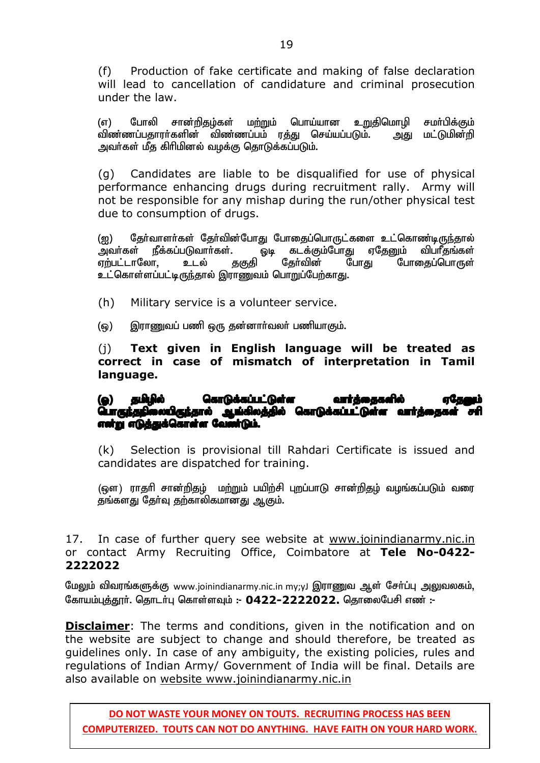(f) Production of fake certificate and making of false declaration will lead to cancellation of candidature and criminal prosecution under the law.

(எ) போலி சான்றிதழ்கள் மற்றும் பொய்யான உறுதிமொழி சமர்பிக்கும் விண்ணப்பதாரர்களின் விண்ணப்பம் ரத்து செய்யப்படும். அது மட்டுமின்றி அவர்கள் மீத கிரிமினல் வழக்கு தொடுக்கப்படும்.

(g) Candidates are liable to be disqualified for use of physical performance enhancing drugs during recruitment rally. Army will not be responsible for any mishap during the run/other physical test due to consumption of drugs.

(ஐ) தேர்வாளர்கள் தேர்வின்போது போதைப்பொருட்களை உட்கொண்டிருந்தால் அவர்கள் நீக்கப்படுவார்கள். ஓடி கடக்கும்போது ஏதேனும் விபரீதங்கள் ஏற்பட்டாலோ, உடல் தகுதி தேர்வின் போது போதைப்பொருள் உட்கொள்ளப்பட்டிருந்தால் இராணுவம் பொறுப்பேற்காது.

(h) Military service is a volunteer service.

(ஒ) இராணுவப் பணி ஒரு தன்னார்வலர் பணியாகும்.

(j) **Text given in English language will be treated as correct in case of mismatch of interpretation in Tamil language.**

**(ஓ) தமிழில் கொடுக்கப்பட்டுள்ள வார்த்தைகளில் ஏதேனும் பொருந்தநிலையிருந்தால் ஆங்கிலத்தில் கொடுக்கப்பட்டுள்ள வார்த்தைகள் சரி என்று எடுத்துக்கொள்ள வேண்டும்.**

(k) Selection is provisional till Rahdari Certificate is issued and candidates are dispatched for training.

(ஔ) ராதரி சான்றிதழ் மற்றும் பயிற்சி புறப்பாடு சான்றிதழ் வழங்கப்படும் வரை தங்களது தேர்வு தற்காலிகமானது ஆகும்.

17. In case of further query see website at www.joinindianarmy.nic.in or contact Army Recruiting Office, Coimbatore at **Tele No-0422-2222022**

மேலும் விவரங்களுக்கு www.joinindianarmy.nic.in my;yJ இராணுவ ஆள் சேர்ப்பு அலுவலகம், கோயம்புத்தூர். தொடர்பு கொள்ளவும் :- **0422-2222022.** தொலைபேசி எண் :-

**Disclaimer**: The terms and conditions, given in the notification and on the website are subject to change and should therefore, be treated as guidelines only. In case of any ambiguity, the existing policies, rules and regulations of Indian Army/ Government of India will be final. Details are also available on website www.joinindianarmy.nic.in

**DO NOT WASTE YOUR MONEY ON TOUTS. RECRUITING PROCESS HAS BEEN COMPUTERIZED. TOUTS CAN NOT DO ANYTHING. HAVE FAITH ON YOUR HARD WORK.**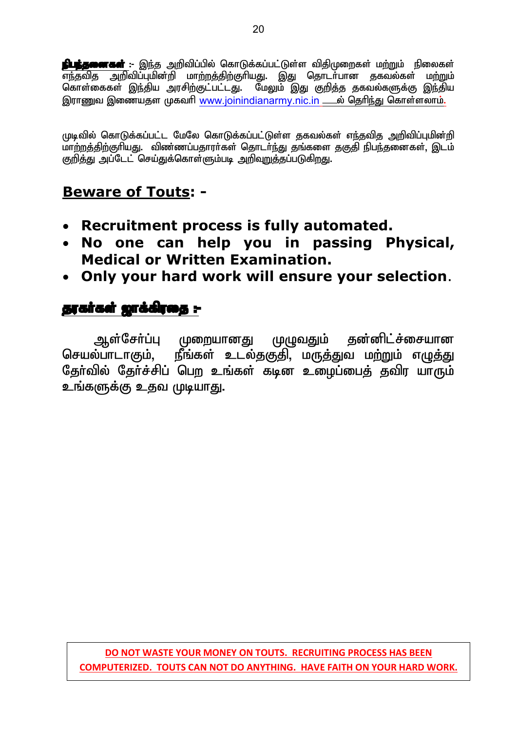**நிபந்தனைகள்** :- இந்த அறிவிப்பில் கொடுக்கப்பட்டுள்ள விதிமுறைகள் மற்றும் நிலைகள் எந்தவித அறிவிப்புமின்றி மாற்றத்திற்குரியது. இது தொடர்பான தகவல்கள் மற்றும் கொள்கைகள் இந்திய அரசிற்குட்பட்டது. மேலும் இது குறித்த தகவல்களுக்கு இந்திய இராணுவ இணையதள முகவரி www.joinindianarmy.nic.in ல் தெரிந்து கொள்ளலாம்.

முடிவில் கொடுக்கப்பட்ட மேலே கொடுக்கப்பட்டுள்ள தகவல்கள் எந்தவித அறிவிப்புமின்றி மாற்றத்திற்குரியது. விண்ணப்பதாரர்கள் தொடர்ந்து தங்களை தகுதி நிபந்தனைகள், இடம் குறித்து அப்டேட் செய்துக்கொள்ளும்படி அறிவுறுத்தப்படுகிறது.

## Beware of Touts: -

- **Recruitment process is fully automated.**
- **No one can help you in passing Physical, Medical or Written Examination.**
- **Only your hard work will ensure your selection.**

## தரகர்கள் ஜாக்கிரதை :-

ஆள்சேர்ப்பு முறையானது முழுவதும் தன்னிட்ச்சையான செயல்பாடாகும், நீங்கள் உடல்தகுதி, மருத்துவ மற்றும் எழுத்து தேர்வில் தேர்ச்சிப் பெற உங்கள் கடின உழைப்பைத் தவிர யாரும் உங்களுக்கு உதவ முடியாது.

**DO NOT WASTE YOUR MONEY ON TOUTS. RECRUITING PROCESS HAS BEEN COMPUTERIZED. TOUTS CAN NOT DO ANYTHING. HAVE FAITH ON YOUR HARD WORK.**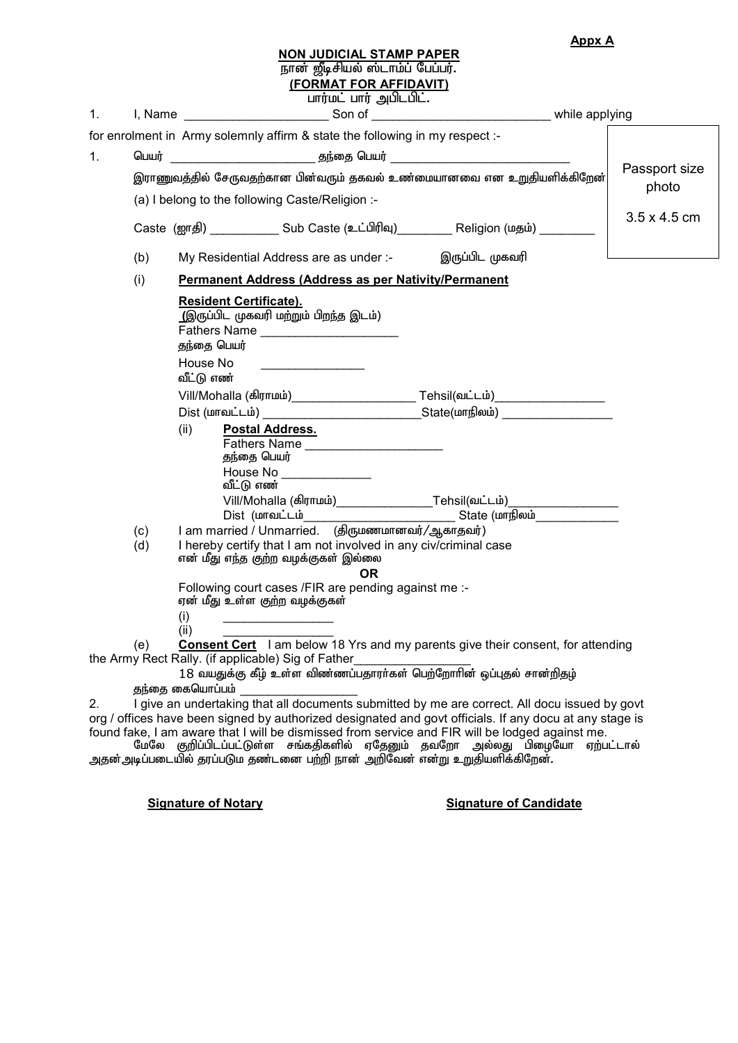**Appx A**

**NON JUDICIAL STAMP PAPER**
நான் ஜீடிசியல் ஸ்டாம்ப் பேப்பர்.
**(FORMAT FOR AFFIDAVIT)**
பார்மட் பார் அபிடபிட்.

Passport size photo

3.5 x 4.5 cm

1. I, Name ____________________ Son of __________________________ while applying for enrolment in Army solemnly affirm & state the following in my respect :-

1. பெயர் ____________________ தந்தை பெயர் __________________________

இராணுவத்தில் சேருவதற்கான பின்வரும் தகவல் உண்மையானவை என உறுதியளிக்கிறேன்

(a) I belong to the following Caste/Religion :-

Caste (ஜாதி) __________ Sub Caste (உட்பிரிவு)________ Religion (மதம்) ________

(b) My Residential Address are as under :- இருப்பிட முகவரி

(i) **Permanent Address (Address as per Nativity/Permanent Resident Certificate).**
**(**இருப்பிட முகவரி மற்றும் பிறந்த இடம்)
Fathers Name ___________________
தந்தை பெயர்
House No _______________
வீட்டு எண்
Vill/Mohalla (கிராமம்)__________________ Tehsil(வட்டம்)________________
Dist (மாவட்டம்) ______________________State(மாநிலம்) ________________

(ii) **Postal Address.**
Fathers Name ___________________
தந்தை பெயர்
House No _____________
வீட்டு எண்
Vill/Mohalla (கிராமம்)______________Tehsil(வட்டம்)________________
Dist (மாவட்டம்______________________ State (மாநிலம்____________

(c) I am married / Unmarried. (திருமணமானவர்/ஆகாதவர்)

(d) I hereby certify that I am not involved in any civ/criminal case
என் மீது எந்த குற்ற வழக்குகள் இல்லை

**OR**

Following court cases /FIR are pending against me :-
ஏன் மீது உள்ள குற்ற வழக்குகள்
(i) ________________
(ii) ________________

(e) **Consent Cert** I am below 18 Yrs and my parents give their consent, for attending the Army Rect Rally. (if applicable) Sig of Father________________
18 வயதுக்கு கீழ் உள்ள விண்ணப்பதாரர்கள் பெற்றோரின் ஒப்புதல் சான்றிதழ்
தந்தை கையொப்பம் ________________

2. I give an undertaking that all documents submitted by me are correct. All docu issued by govt org / offices have been signed by authorized designated and govt officials. If any docu at any stage is found fake, I am aware that I will be dismissed from service and FIR will be lodged against me.
மேலே குறிப்பிடப்பட்டுள்ள சங்கதிகளில் ஏதேனும் தவறோ அல்லது பிழையோ ஏற்பட்டால் அதன் அடிப்படையில் தரப்படும தண்டனை பற்றி நான் அறிவேன் என்று உறுதியளிக்கிறேன்.

**Signature of Notary** **Signature of Candidate**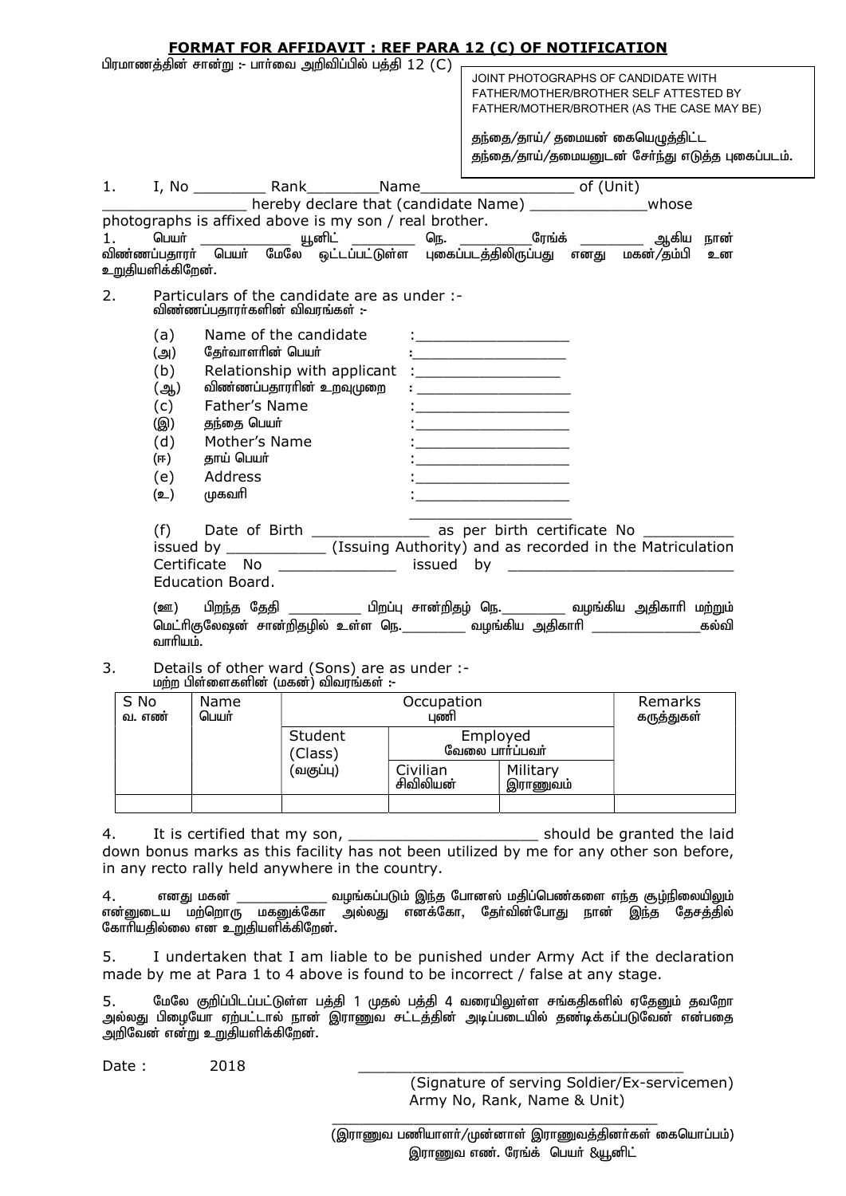## FORMAT FOR AFFIDAVIT : REF PARA 12 (C) OF NOTIFICATION

பிரமாணத்தின் சான்று :- பார்வை அறிவிப்பில் பத்தி 12 (C)

JOINT PHOTOGRAPHS OF CANDIDATE WITH FATHER/MOTHER/BROTHER SELF ATTESTED BY FATHER/MOTHER/BROTHER (AS THE CASE MAY BE)

தந்தை/தாய்/ தமையன் கையெழுத்திட்ட தந்தை/தாய்/தமையனுடன் சேர்ந்து எடுத்த புகைப்படம்.

1. I, No ________ Rank________Name_________________ of (Unit) ________________ hereby declare that (candidate Name) _____________whose photographs is affixed above is my son / real brother.

1. பெயர் ___________ யூனிட் ________ நெ. _________ரேங்க் ________ ஆகிய நான் விண்ணப்பதாரர் பெயர் மேலே ஒட்டப்பட்டுள்ள புகைப்படத்திலிருப்பது எனது மகன்/தம்பி உன உறுதியளிக்கிறேன்.

2. Particulars of the candidate are as under :-
விண்ணப்பதாரர்களின் விவரங்கள் :-

(a) Name of the candidate :_________________
(அ) தேர்வாளரின் பெயர் :_________________
(b) Relationship with applicant :_________________
(ஆ) விண்ணப்பதாரரின் உறவுமுறை :_________________
(c) Father's Name :_________________
(இ) தந்தை பெயர் :_________________
(d) Mother's Name :_________________
(ஈ) தாய் பெயர் :_________________
(e) Address :_________________
(உ) முகவரி :_________________
_________________

(f) Date of Birth _____________ as per birth certificate No __________ issued by ___________ (Issuing Authority) and as recorded in the Matriculation Certificate No _____________ issued by _________________________ Education Board.

(ஊ) பிறந்த தேதி _________ பிறப்பு சான்றிதழ் நெ.________ வழங்கிய அதிகாரி மற்றும் மெட்ரிகுலேஷன் சான்றிதழில் உள்ள நெ.________ வழங்கிய அதிகாரி _____________கல்வி வாரியம்.

3. Details of other ward (Sons) are as under :-
மற்ற பிள்ளைகளின் (மகன்) விவரங்கள் :-

| S No வ. எண் | Name பெயர் | Occupation புணி | | | Remarks கருத்துகள் |
|---|---|---|---|---|---|
| | | Student (Class) (வகுப்பு) | Employed வேலை பார்ப்பவர் | | |
| | | | Civilian சிவிலியன் | Military இராணுவம் | |
| | | | | | |

4. It is certified that my son, _____________________ should be granted the laid down bonus marks as this facility has not been utilized by me for any other son before, in any recto rally held anywhere in the country.

4. எனது மகன் ___________ வழங்கப்படும் இந்த போனஸ் மதிப்பெண்களை எந்த சூழ்நிலையிலும் என்னுடைய மற்றொரு மகனுக்கோ அல்லது எனக்கோ, தேர்வின்போது நான் இந்த தேசத்தில் கோரியதில்லை என உறுதியளிக்கிறேன்.

5. I undertaken that I am liable to be punished under Army Act if the declaration made by me at Para 1 to 4 above is found to be incorrect / false at any stage.

5. மேலே குறிப்பிடப்பட்டுள்ள பத்தி 1 முதல் பத்தி 4 வரையிலுள்ள சங்கதிகளில் ஏதேனும் தவறோ அல்லது பிழையோ ஏற்பட்டால் நான் இராணுவ சட்டத்தின் அடிப்படையில் தண்டிக்கப்படுவேன் என்பதை அறிவேன் என்று உறுதியளிக்கிறேன்.

Date : 2018

_____________________________________
(Signature of serving Soldier/Ex-servicemen)
Army No, Rank, Name & Unit)

_____________________________________
(இராணுவ பணியாளர்/முன்னாள் இராணுவத்தினர்கள் கையொப்பம்)
இராணுவ எண். ரேங்க் பெயர் &யூனிட்